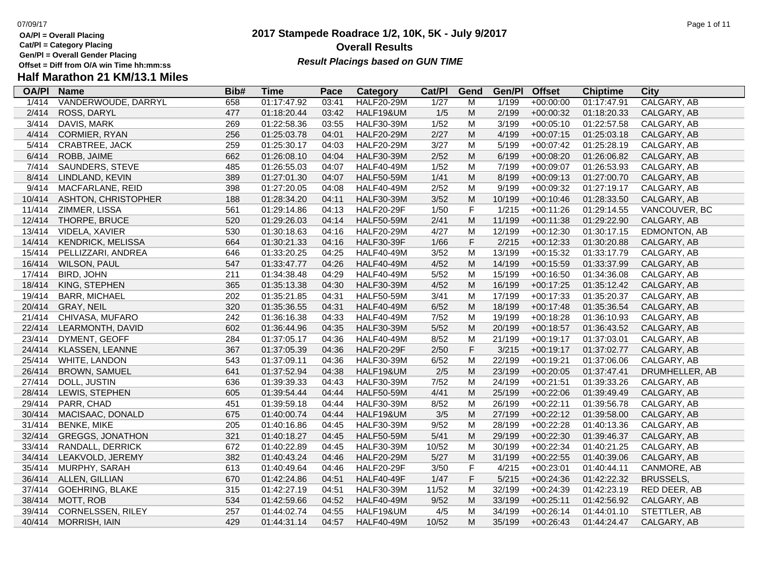# 2017 Stampede Roadrace 1/2, 10K, 5K - July 9/2017

## Overall Results

***Result Placings based on GUN TIME***

OA/Pl = Overall Placing
Cat/Pl = Category Placing
Gen/Pl = Overall Gender Placing
Offset = Diff from O/A win Time hh:mm:ss

## Half Marathon 21 KM/13.1 Miles

| OA/Pl | Name | Bib# | Time | Pace | Category | Cat/Pl | Gend | Gen/Pl | Offset | Chiptime | City |
|---|---|---|---|---|---|---|---|---|---|---|---|
| 1/414 | VANDERWOUDE, DARRYL | 658 | 01:17:47.92 | 03:41 | HALF20-29M | 1/27 | M | 1/199 | +00:00:00 | 01:17:47.91 | CALGARY, AB |
| 2/414 | ROSS, DARYL | 477 | 01:18:20.44 | 03:42 | HALF19&UM | 1/5 | M | 2/199 | +00:00:32 | 01:18:20.33 | CALGARY, AB |
| 3/414 | DAVIS, MARK | 269 | 01:22:58.36 | 03:55 | HALF30-39M | 1/52 | M | 3/199 | +00:05:10 | 01:22:57.58 | CALGARY, AB |
| 4/414 | CORMIER, RYAN | 256 | 01:25:03.78 | 04:01 | HALF20-29M | 2/27 | M | 4/199 | +00:07:15 | 01:25:03.18 | CALGARY, AB |
| 5/414 | CRABTREE, JACK | 259 | 01:25:30.17 | 04:03 | HALF20-29M | 3/27 | M | 5/199 | +00:07:42 | 01:25:28.19 | CALGARY, AB |
| 6/414 | ROBB, JAIME | 662 | 01:26:08.10 | 04:04 | HALF30-39M | 2/52 | M | 6/199 | +00:08:20 | 01:26:06.82 | CALGARY, AB |
| 7/414 | SAUNDERS, STEVE | 485 | 01:26:55.03 | 04:07 | HALF40-49M | 1/52 | M | 7/199 | +00:09:07 | 01:26:53.93 | CALGARY, AB |
| 8/414 | LINDLAND, KEVIN | 389 | 01:27:01.30 | 04:07 | HALF50-59M | 1/41 | M | 8/199 | +00:09:13 | 01:27:00.70 | CALGARY, AB |
| 9/414 | MACFARLANE, REID | 398 | 01:27:20.05 | 04:08 | HALF40-49M | 2/52 | M | 9/199 | +00:09:32 | 01:27:19.17 | CALGARY, AB |
| 10/414 | ASHTON, CHRISTOPHER | 188 | 01:28:34.20 | 04:11 | HALF30-39M | 3/52 | M | 10/199 | +00:10:46 | 01:28:33.50 | CALGARY, AB |
| 11/414 | ZIMMER, LISSA | 561 | 01:29:14.86 | 04:13 | HALF20-29F | 1/50 | F | 1/215 | +00:11:26 | 01:29:14.55 | VANCOUVER, BC |
| 12/414 | THORPE, BRUCE | 520 | 01:29:26.03 | 04:14 | HALF50-59M | 2/41 | M | 11/199 | +00:11:38 | 01:29:22.90 | CALGARY, AB |
| 13/414 | VIDELA, XAVIER | 530 | 01:30:18.63 | 04:16 | HALF20-29M | 4/27 | M | 12/199 | +00:12:30 | 01:30:17.15 | EDMONTON, AB |
| 14/414 | KENDRICK, MELISSA | 664 | 01:30:21.33 | 04:16 | HALF30-39F | 1/66 | F | 2/215 | +00:12:33 | 01:30:20.88 | CALGARY, AB |
| 15/414 | PELLIZZARI, ANDREA | 646 | 01:33:20.25 | 04:25 | HALF40-49M | 3/52 | M | 13/199 | +00:15:32 | 01:33:17.79 | CALGARY, AB |
| 16/414 | WILSON, PAUL | 547 | 01:33:47.77 | 04:26 | HALF40-49M | 4/52 | M | 14/199 | +00:15:59 | 01:33:37.99 | CALGARY, AB |
| 17/414 | BIRD, JOHN | 211 | 01:34:38.48 | 04:29 | HALF40-49M | 5/52 | M | 15/199 | +00:16:50 | 01:34:36.08 | CALGARY, AB |
| 18/414 | KING, STEPHEN | 365 | 01:35:13.38 | 04:30 | HALF30-39M | 4/52 | M | 16/199 | +00:17:25 | 01:35:12.42 | CALGARY, AB |
| 19/414 | BARR, MICHAEL | 202 | 01:35:21.85 | 04:31 | HALF50-59M | 3/41 | M | 17/199 | +00:17:33 | 01:35:20.37 | CALGARY, AB |
| 20/414 | GRAY, NEIL | 320 | 01:35:36.55 | 04:31 | HALF40-49M | 6/52 | M | 18/199 | +00:17:48 | 01:35:36.54 | CALGARY, AB |
| 21/414 | CHIVASA, MUFARO | 242 | 01:36:16.38 | 04:33 | HALF40-49M | 7/52 | M | 19/199 | +00:18:28 | 01:36:10.93 | CALGARY, AB |
| 22/414 | LEARMONTH, DAVID | 602 | 01:36:44.96 | 04:35 | HALF30-39M | 5/52 | M | 20/199 | +00:18:57 | 01:36:43.52 | CALGARY, AB |
| 23/414 | DYMENT, GEOFF | 284 | 01:37:05.17 | 04:36 | HALF40-49M | 8/52 | M | 21/199 | +00:19:17 | 01:37:03.01 | CALGARY, AB |
| 24/414 | KLASSEN, LEANNE | 367 | 01:37:05.39 | 04:36 | HALF20-29F | 2/50 | F | 3/215 | +00:19:17 | 01:37:02.77 | CALGARY, AB |
| 25/414 | WHITE, LANDON | 543 | 01:37:09.11 | 04:36 | HALF30-39M | 6/52 | M | 22/199 | +00:19:21 | 01:37:06.06 | CALGARY, AB |
| 26/414 | BROWN, SAMUEL | 641 | 01:37:52.94 | 04:38 | HALF19&UM | 2/5 | M | 23/199 | +00:20:05 | 01:37:47.41 | DRUMHELLER, AB |
| 27/414 | DOLL, JUSTIN | 636 | 01:39:39.33 | 04:43 | HALF30-39M | 7/52 | M | 24/199 | +00:21:51 | 01:39:33.26 | CALGARY, AB |
| 28/414 | LEWIS, STEPHEN | 605 | 01:39:54.44 | 04:44 | HALF50-59M | 4/41 | M | 25/199 | +00:22:06 | 01:39:49.49 | CALGARY, AB |
| 29/414 | PARR, CHAD | 451 | 01:39:59.18 | 04:44 | HALF30-39M | 8/52 | M | 26/199 | +00:22:11 | 01:39:56.78 | CALGARY, AB |
| 30/414 | MACISAAC, DONALD | 675 | 01:40:00.74 | 04:44 | HALF19&UM | 3/5 | M | 27/199 | +00:22:12 | 01:39:58.00 | CALGARY, AB |
| 31/414 | BENKE, MIKE | 205 | 01:40:16.86 | 04:45 | HALF30-39M | 9/52 | M | 28/199 | +00:22:28 | 01:40:13.36 | CALGARY, AB |
| 32/414 | GREGGS, JONATHON | 321 | 01:40:18.27 | 04:45 | HALF50-59M | 5/41 | M | 29/199 | +00:22:30 | 01:39:46.37 | CALGARY, AB |
| 33/414 | RANDALL, DERRICK | 672 | 01:40:22.89 | 04:45 | HALF30-39M | 10/52 | M | 30/199 | +00:22:34 | 01:40:21.25 | CALGARY, AB |
| 34/414 | LEAKVOLD, JEREMY | 382 | 01:40:43.24 | 04:46 | HALF20-29M | 5/27 | M | 31/199 | +00:22:55 | 01:40:39.06 | CALGARY, AB |
| 35/414 | MURPHY, SARAH | 613 | 01:40:49.64 | 04:46 | HALF20-29F | 3/50 | F | 4/215 | +00:23:01 | 01:40:44.11 | CANMORE, AB |
| 36/414 | ALLEN, GILLIAN | 670 | 01:42:24.86 | 04:51 | HALF40-49F | 1/47 | F | 5/215 | +00:24:36 | 01:42:22.32 | BRUSSELS, |
| 37/414 | GOEHRING, BLAKE | 315 | 01:42:27.19 | 04:51 | HALF30-39M | 11/52 | M | 32/199 | +00:24:39 | 01:42:23.19 | RED DEER, AB |
| 38/414 | MOTT, ROB | 534 | 01:42:59.66 | 04:52 | HALF40-49M | 9/52 | M | 33/199 | +00:25:11 | 01:42:56.92 | CALGARY, AB |
| 39/414 | CORNELSSEN, RILEY | 257 | 01:44:02.74 | 04:55 | HALF19&UM | 4/5 | M | 34/199 | +00:26:14 | 01:44:01.10 | STETTLER, AB |
| 40/414 | MORRISH, IAIN | 429 | 01:44:31.14 | 04:57 | HALF40-49M | 10/52 | M | 35/199 | +00:26:43 | 01:44:24.47 | CALGARY, AB |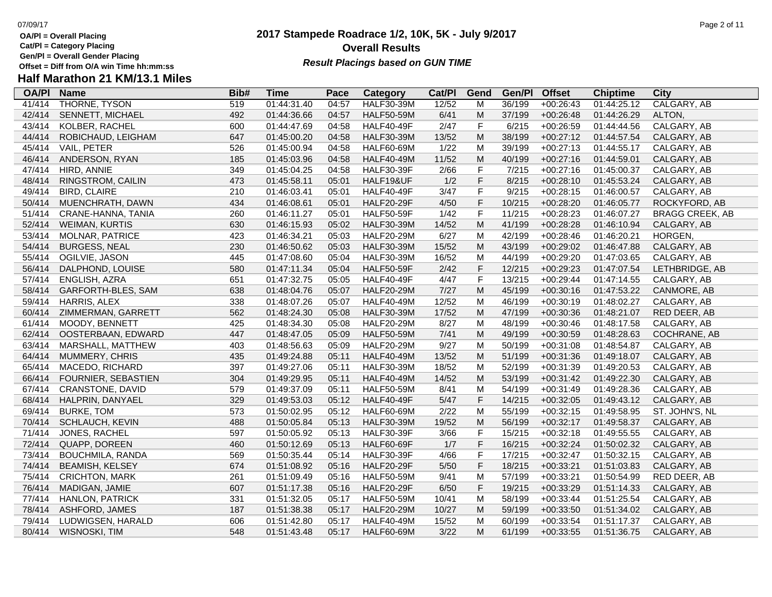**OA/Pl = Overall Placing**
**Cat/Pl = Category Placing**
**Gen/Pl = Overall Gender Placing**
**Offset = Diff from O/A win Time hh:mm:ss**

# 2017 Stampede Roadrace 1/2, 10K, 5K - July 9/2017
## Overall Results
***Result Placings based on GUN TIME***

## Half Marathon 21 KM/13.1 Miles

| OA/Pl | Name | Bib# | Time | Pace | Category | Cat/Pl | Gend | Gen/Pl | Offset | Chiptime | City |
|---|---|---|---|---|---|---|---|---|---|---|---|
| 41/414 | THORNE, TYSON | 519 | 01:44:31.40 | 04:57 | HALF30-39M | 12/52 | M | 36/199 | +00:26:43 | 01:44:25.12 | CALGARY, AB |
| 42/414 | SENNETT, MICHAEL | 492 | 01:44:36.66 | 04:57 | HALF50-59M | 6/41 | M | 37/199 | +00:26:48 | 01:44:26.29 | ALTON, |
| 43/414 | KOLBER, RACHEL | 600 | 01:44:47.69 | 04:58 | HALF40-49F | 2/47 | F | 6/215 | +00:26:59 | 01:44:44.56 | CALGARY, AB |
| 44/414 | ROBICHAUD, LEIGHAM | 647 | 01:45:00.20 | 04:58 | HALF30-39M | 13/52 | M | 38/199 | +00:27:12 | 01:44:57.54 | CALGARY, AB |
| 45/414 | VAIL, PETER | 526 | 01:45:00.94 | 04:58 | HALF60-69M | 1/22 | M | 39/199 | +00:27:13 | 01:44:55.17 | CALGARY, AB |
| 46/414 | ANDERSON, RYAN | 185 | 01:45:03.96 | 04:58 | HALF40-49M | 11/52 | M | 40/199 | +00:27:16 | 01:44:59.01 | CALGARY, AB |
| 47/414 | HIRD, ANNIE | 349 | 01:45:04.25 | 04:58 | HALF30-39F | 2/66 | F | 7/215 | +00:27:16 | 01:45:00.37 | CALGARY, AB |
| 48/414 | RINGSTROM, CAILIN | 473 | 01:45:58.11 | 05:01 | HALF19&UF | 1/2 | F | 8/215 | +00:28:10 | 01:45:53.24 | CALGARY, AB |
| 49/414 | BIRD, CLAIRE | 210 | 01:46:03.41 | 05:01 | HALF40-49F | 3/47 | F | 9/215 | +00:28:15 | 01:46:00.57 | CALGARY, AB |
| 50/414 | MUENCHRATH, DAWN | 434 | 01:46:08.61 | 05:01 | HALF20-29F | 4/50 | F | 10/215 | +00:28:20 | 01:46:05.77 | ROCKYFORD, AB |
| 51/414 | CRANE-HANNA, TANIA | 260 | 01:46:11.27 | 05:01 | HALF50-59F | 1/42 | F | 11/215 | +00:28:23 | 01:46:07.27 | BRAGG CREEK, AB |
| 52/414 | WEIMAN, KURTIS | 630 | 01:46:15.93 | 05:02 | HALF30-39M | 14/52 | M | 41/199 | +00:28:28 | 01:46:10.94 | CALGARY, AB |
| 53/414 | MOLNAR, PATRICE | 423 | 01:46:34.21 | 05:03 | HALF20-29M | 6/27 | M | 42/199 | +00:28:46 | 01:46:20.21 | HORGEN, |
| 54/414 | BURGESS, NEAL | 230 | 01:46:50.62 | 05:03 | HALF30-39M | 15/52 | M | 43/199 | +00:29:02 | 01:46:47.88 | CALGARY, AB |
| 55/414 | OGILVIE, JASON | 445 | 01:47:08.60 | 05:04 | HALF30-39M | 16/52 | M | 44/199 | +00:29:20 | 01:47:03.65 | CALGARY, AB |
| 56/414 | DALPHOND, LOUISE | 580 | 01:47:11.34 | 05:04 | HALF50-59F | 2/42 | F | 12/215 | +00:29:23 | 01:47:07.54 | LETHBRIDGE, AB |
| 57/414 | ENGLISH, AZRA | 651 | 01:47:32.75 | 05:05 | HALF40-49F | 4/47 | F | 13/215 | +00:29:44 | 01:47:14.55 | CALGARY, AB |
| 58/414 | GARFORTH-BLES, SAM | 638 | 01:48:04.76 | 05:07 | HALF20-29M | 7/27 | M | 45/199 | +00:30:16 | 01:47:53.22 | CANMORE, AB |
| 59/414 | HARRIS, ALEX | 338 | 01:48:07.26 | 05:07 | HALF40-49M | 12/52 | M | 46/199 | +00:30:19 | 01:48:02.27 | CALGARY, AB |
| 60/414 | ZIMMERMAN, GARRETT | 562 | 01:48:24.30 | 05:08 | HALF30-39M | 17/52 | M | 47/199 | +00:30:36 | 01:48:21.07 | RED DEER, AB |
| 61/414 | MOODY, BENNETT | 425 | 01:48:34.30 | 05:08 | HALF20-29M | 8/27 | M | 48/199 | +00:30:46 | 01:48:17.58 | CALGARY, AB |
| 62/414 | OOSTERBAAN, EDWARD | 447 | 01:48:47.05 | 05:09 | HALF50-59M | 7/41 | M | 49/199 | +00:30:59 | 01:48:28.63 | COCHRANE, AB |
| 63/414 | MARSHALL, MATTHEW | 403 | 01:48:56.63 | 05:09 | HALF20-29M | 9/27 | M | 50/199 | +00:31:08 | 01:48:54.87 | CALGARY, AB |
| 64/414 | MUMMERY, CHRIS | 435 | 01:49:24.88 | 05:11 | HALF40-49M | 13/52 | M | 51/199 | +00:31:36 | 01:49:18.07 | CALGARY, AB |
| 65/414 | MACEDO, RICHARD | 397 | 01:49:27.06 | 05:11 | HALF30-39M | 18/52 | M | 52/199 | +00:31:39 | 01:49:20.53 | CALGARY, AB |
| 66/414 | FOURNIER, SEBASTIEN | 304 | 01:49:29.95 | 05:11 | HALF40-49M | 14/52 | M | 53/199 | +00:31:42 | 01:49:22.30 | CALGARY, AB |
| 67/414 | CRANSTONE, DAVID | 579 | 01:49:37.09 | 05:11 | HALF50-59M | 8/41 | M | 54/199 | +00:31:49 | 01:49:28.36 | CALGARY, AB |
| 68/414 | HALPRIN, DANYAEL | 329 | 01:49:53.03 | 05:12 | HALF40-49F | 5/47 | F | 14/215 | +00:32:05 | 01:49:43.12 | CALGARY, AB |
| 69/414 | BURKE, TOM | 573 | 01:50:02.95 | 05:12 | HALF60-69M | 2/22 | M | 55/199 | +00:32:15 | 01:49:58.95 | ST. JOHN'S, NL |
| 70/414 | SCHLAUCH, KEVIN | 488 | 01:50:05.84 | 05:13 | HALF30-39M | 19/52 | M | 56/199 | +00:32:17 | 01:49:58.37 | CALGARY, AB |
| 71/414 | JONES, RACHEL | 597 | 01:50:05.92 | 05:13 | HALF30-39F | 3/66 | F | 15/215 | +00:32:18 | 01:49:55.55 | CALGARY, AB |
| 72/414 | QUAPP, DOREEN | 460 | 01:50:12.69 | 05:13 | HALF60-69F | 1/7 | F | 16/215 | +00:32:24 | 01:50:02.32 | CALGARY, AB |
| 73/414 | BOUCHMILA, RANDA | 569 | 01:50:35.44 | 05:14 | HALF30-39F | 4/66 | F | 17/215 | +00:32:47 | 01:50:32.15 | CALGARY, AB |
| 74/414 | BEAMISH, KELSEY | 674 | 01:51:08.92 | 05:16 | HALF20-29F | 5/50 | F | 18/215 | +00:33:21 | 01:51:03.83 | CALGARY, AB |
| 75/414 | CRICHTON, MARK | 261 | 01:51:09.49 | 05:16 | HALF50-59M | 9/41 | M | 57/199 | +00:33:21 | 01:50:54.99 | RED DEER, AB |
| 76/414 | MADIGAN, JAMIE | 607 | 01:51:17.38 | 05:16 | HALF20-29F | 6/50 | F | 19/215 | +00:33:29 | 01:51:14.33 | CALGARY, AB |
| 77/414 | HANLON, PATRICK | 331 | 01:51:32.05 | 05:17 | HALF50-59M | 10/41 | M | 58/199 | +00:33:44 | 01:51:25.54 | CALGARY, AB |
| 78/414 | ASHFORD, JAMES | 187 | 01:51:38.38 | 05:17 | HALF20-29M | 10/27 | M | 59/199 | +00:33:50 | 01:51:34.02 | CALGARY, AB |
| 79/414 | LUDWIGSEN, HARALD | 606 | 01:51:42.80 | 05:17 | HALF40-49M | 15/52 | M | 60/199 | +00:33:54 | 01:51:17.37 | CALGARY, AB |
| 80/414 | WISNOSKI, TIM | 548 | 01:51:43.48 | 05:17 | HALF60-69M | 3/22 | M | 61/199 | +00:33:55 | 01:51:36.75 | CALGARY, AB |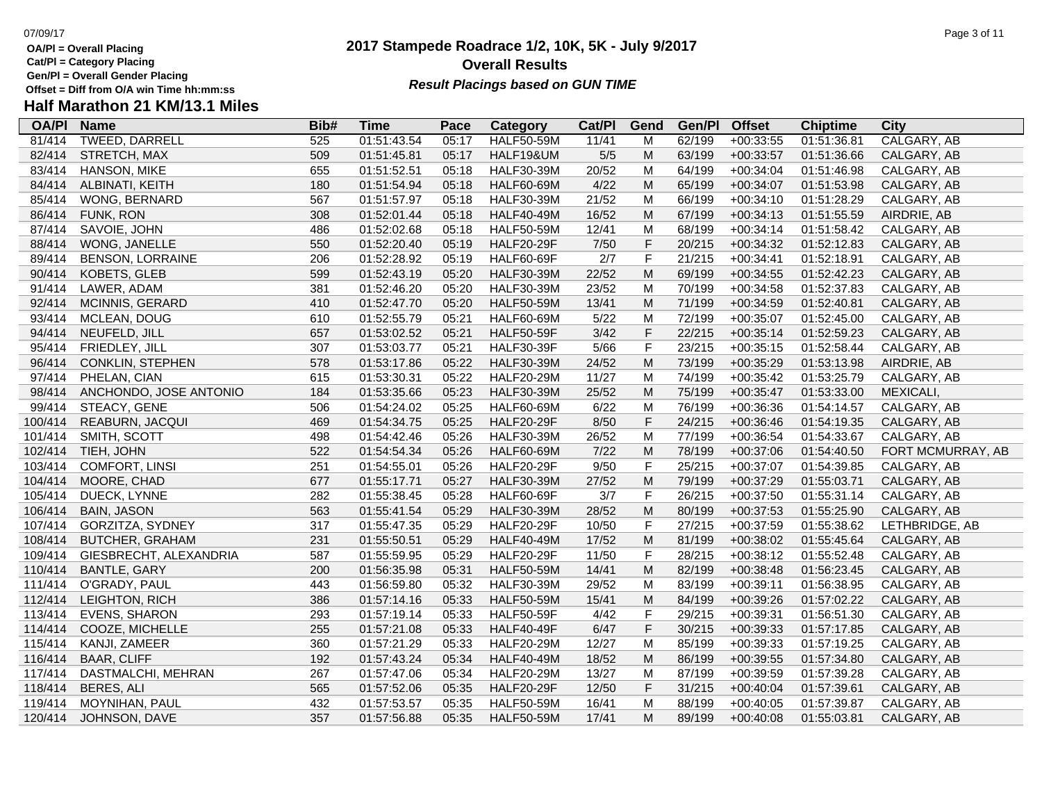OA/Pl = Overall Placing
Cat/Pl = Category Placing
Gen/Pl = Overall Gender Placing
Offset = Diff from O/A win Time hh:mm:ss

# 2017 Stampede Roadrace 1/2, 10K, 5K - July 9/2017

## Overall Results

***Result Placings based on GUN TIME***

### Half Marathon 21 KM/13.1 Miles

| OA/Pl | Name | Bib# | Time | Pace | Category | Cat/Pl | Gend | Gen/Pl | Offset | Chiptime | City |
|---|---|---|---|---|---|---|---|---|---|---|---|
| 81/414 | TWEED, DARRELL | 525 | 01:51:43.54 | 05:17 | HALF50-59M | 11/41 | M | 62/199 | +00:33:55 | 01:51:36.81 | CALGARY, AB |
| 82/414 | STRETCH, MAX | 509 | 01:51:45.81 | 05:17 | HALF19&UM | 5/5 | M | 63/199 | +00:33:57 | 01:51:36.66 | CALGARY, AB |
| 83/414 | HANSON, MIKE | 655 | 01:51:52.51 | 05:18 | HALF30-39M | 20/52 | M | 64/199 | +00:34:04 | 01:51:46.98 | CALGARY, AB |
| 84/414 | ALBINATI, KEITH | 180 | 01:51:54.94 | 05:18 | HALF60-69M | 4/22 | M | 65/199 | +00:34:07 | 01:51:53.98 | CALGARY, AB |
| 85/414 | WONG, BERNARD | 567 | 01:51:57.97 | 05:18 | HALF30-39M | 21/52 | M | 66/199 | +00:34:10 | 01:51:28.29 | CALGARY, AB |
| 86/414 | FUNK, RON | 308 | 01:52:01.44 | 05:18 | HALF40-49M | 16/52 | M | 67/199 | +00:34:13 | 01:51:55.59 | AIRDRIE, AB |
| 87/414 | SAVOIE, JOHN | 486 | 01:52:02.68 | 05:18 | HALF50-59M | 12/41 | M | 68/199 | +00:34:14 | 01:51:58.42 | CALGARY, AB |
| 88/414 | WONG, JANELLE | 550 | 01:52:20.40 | 05:19 | HALF20-29F | 7/50 | F | 20/215 | +00:34:32 | 01:52:12.83 | CALGARY, AB |
| 89/414 | BENSON, LORRAINE | 206 | 01:52:28.92 | 05:19 | HALF60-69F | 2/7 | F | 21/215 | +00:34:41 | 01:52:18.91 | CALGARY, AB |
| 90/414 | KOBETS, GLEB | 599 | 01:52:43.19 | 05:20 | HALF30-39M | 22/52 | M | 69/199 | +00:34:55 | 01:52:42.23 | CALGARY, AB |
| 91/414 | LAWER, ADAM | 381 | 01:52:46.20 | 05:20 | HALF30-39M | 23/52 | M | 70/199 | +00:34:58 | 01:52:37.83 | CALGARY, AB |
| 92/414 | MCINNIS, GERARD | 410 | 01:52:47.70 | 05:20 | HALF50-59M | 13/41 | M | 71/199 | +00:34:59 | 01:52:40.81 | CALGARY, AB |
| 93/414 | MCLEAN, DOUG | 610 | 01:52:55.79 | 05:21 | HALF60-69M | 5/22 | M | 72/199 | +00:35:07 | 01:52:45.00 | CALGARY, AB |
| 94/414 | NEUFELD, JILL | 657 | 01:53:02.52 | 05:21 | HALF50-59F | 3/42 | F | 22/215 | +00:35:14 | 01:52:59.23 | CALGARY, AB |
| 95/414 | FRIEDLEY, JILL | 307 | 01:53:03.77 | 05:21 | HALF30-39F | 5/66 | F | 23/215 | +00:35:15 | 01:52:58.44 | CALGARY, AB |
| 96/414 | CONKLIN, STEPHEN | 578 | 01:53:17.86 | 05:22 | HALF30-39M | 24/52 | M | 73/199 | +00:35:29 | 01:53:13.98 | AIRDRIE, AB |
| 97/414 | PHELAN, CIAN | 615 | 01:53:30.31 | 05:22 | HALF20-29M | 11/27 | M | 74/199 | +00:35:42 | 01:53:25.79 | CALGARY, AB |
| 98/414 | ANCHONDO, JOSE ANTONIO | 184 | 01:53:35.66 | 05:23 | HALF30-39M | 25/52 | M | 75/199 | +00:35:47 | 01:53:33.00 | MEXICALI, |
| 99/414 | STEACY, GENE | 506 | 01:54:24.02 | 05:25 | HALF60-69M | 6/22 | M | 76/199 | +00:36:36 | 01:54:14.57 | CALGARY, AB |
| 100/414 | REABURN, JACQUI | 469 | 01:54:34.75 | 05:25 | HALF20-29F | 8/50 | F | 24/215 | +00:36:46 | 01:54:19.35 | CALGARY, AB |
| 101/414 | SMITH, SCOTT | 498 | 01:54:42.46 | 05:26 | HALF30-39M | 26/52 | M | 77/199 | +00:36:54 | 01:54:33.67 | CALGARY, AB |
| 102/414 | TIEH, JOHN | 522 | 01:54:54.34 | 05:26 | HALF60-69M | 7/22 | M | 78/199 | +00:37:06 | 01:54:40.50 | FORT MCMURRAY, AB |
| 103/414 | COMFORT, LINSI | 251 | 01:54:55.01 | 05:26 | HALF20-29F | 9/50 | F | 25/215 | +00:37:07 | 01:54:39.85 | CALGARY, AB |
| 104/414 | MOORE, CHAD | 677 | 01:55:17.71 | 05:27 | HALF30-39M | 27/52 | M | 79/199 | +00:37:29 | 01:55:03.71 | CALGARY, AB |
| 105/414 | DUECK, LYNNE | 282 | 01:55:38.45 | 05:28 | HALF60-69F | 3/7 | F | 26/215 | +00:37:50 | 01:55:31.14 | CALGARY, AB |
| 106/414 | BAIN, JASON | 563 | 01:55:41.54 | 05:29 | HALF30-39M | 28/52 | M | 80/199 | +00:37:53 | 01:55:25.90 | CALGARY, AB |
| 107/414 | GORZITZA, SYDNEY | 317 | 01:55:47.35 | 05:29 | HALF20-29F | 10/50 | F | 27/215 | +00:37:59 | 01:55:38.62 | LETHBRIDGE, AB |
| 108/414 | BUTCHER, GRAHAM | 231 | 01:55:50.51 | 05:29 | HALF40-49M | 17/52 | M | 81/199 | +00:38:02 | 01:55:45.64 | CALGARY, AB |
| 109/414 | GIESBRECHT, ALEXANDRIA | 587 | 01:55:59.95 | 05:29 | HALF20-29F | 11/50 | F | 28/215 | +00:38:12 | 01:55:52.48 | CALGARY, AB |
| 110/414 | BANTLE, GARY | 200 | 01:56:35.98 | 05:31 | HALF50-59M | 14/41 | M | 82/199 | +00:38:48 | 01:56:23.45 | CALGARY, AB |
| 111/414 | O'GRADY, PAUL | 443 | 01:56:59.80 | 05:32 | HALF30-39M | 29/52 | M | 83/199 | +00:39:11 | 01:56:38.95 | CALGARY, AB |
| 112/414 | LEIGHTON, RICH | 386 | 01:57:14.16 | 05:33 | HALF50-59M | 15/41 | M | 84/199 | +00:39:26 | 01:57:02.22 | CALGARY, AB |
| 113/414 | EVENS, SHARON | 293 | 01:57:19.14 | 05:33 | HALF50-59F | 4/42 | F | 29/215 | +00:39:31 | 01:56:51.30 | CALGARY, AB |
| 114/414 | COOZE, MICHELLE | 255 | 01:57:21.08 | 05:33 | HALF40-49F | 6/47 | F | 30/215 | +00:39:33 | 01:57:17.85 | CALGARY, AB |
| 115/414 | KANJI, ZAMEER | 360 | 01:57:21.29 | 05:33 | HALF20-29M | 12/27 | M | 85/199 | +00:39:33 | 01:57:19.25 | CALGARY, AB |
| 116/414 | BAAR, CLIFF | 192 | 01:57:43.24 | 05:34 | HALF40-49M | 18/52 | M | 86/199 | +00:39:55 | 01:57:34.80 | CALGARY, AB |
| 117/414 | DASTMALCHI, MEHRAN | 267 | 01:57:47.06 | 05:34 | HALF20-29M | 13/27 | M | 87/199 | +00:39:59 | 01:57:39.28 | CALGARY, AB |
| 118/414 | BERES, ALI | 565 | 01:57:52.06 | 05:35 | HALF20-29F | 12/50 | F | 31/215 | +00:40:04 | 01:57:39.61 | CALGARY, AB |
| 119/414 | MOYNIHAN, PAUL | 432 | 01:57:53.57 | 05:35 | HALF50-59M | 16/41 | M | 88/199 | +00:40:05 | 01:57:39.87 | CALGARY, AB |
| 120/414 | JOHNSON, DAVE | 357 | 01:57:56.88 | 05:35 | HALF50-59M | 17/41 | M | 89/199 | +00:40:08 | 01:55:03.81 | CALGARY, AB |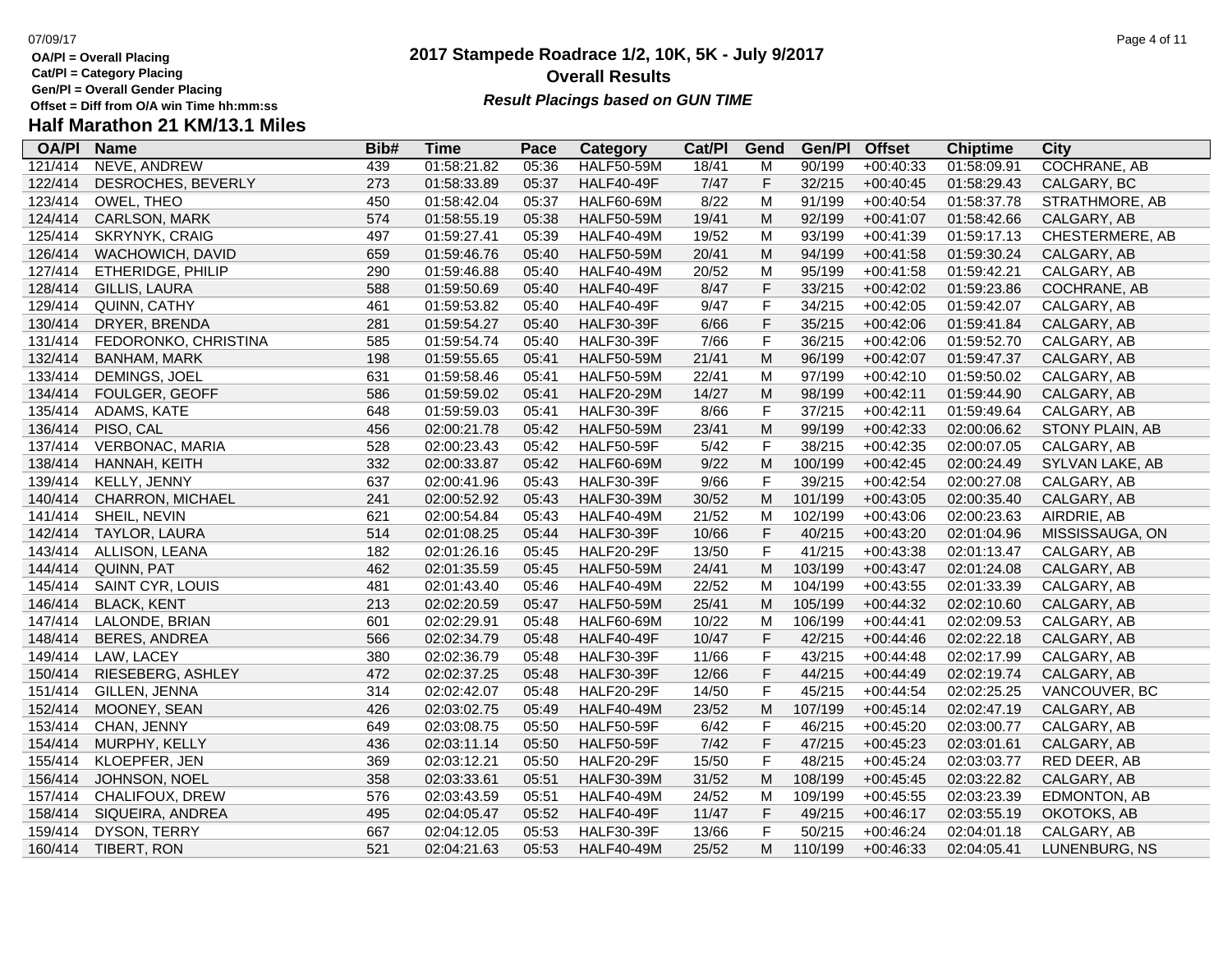OA/Pl = Overall Placing
Cat/Pl = Category Placing
Gen/Pl = Overall Gender Placing
Offset = Diff from O/A win Time hh:mm:ss

# 2017 Stampede Roadrace 1/2, 10K, 5K - July 9/2017

## Overall Results

***Result Placings based on GUN TIME***

### Half Marathon 21 KM/13.1 Miles

| OA/Pl | Name | Bib# | Time | Pace | Category | Cat/Pl | Gend | Gen/Pl | Offset | Chiptime | City |
|---|---|---|---|---|---|---|---|---|---|---|---|
| 121/414 | NEVE, ANDREW | 439 | 01:58:21.82 | 05:36 | HALF50-59M | 18/41 | M | 90/199 | +00:40:33 | 01:58:09.91 | COCHRANE, AB |
| 122/414 | DESROCHES, BEVERLY | 273 | 01:58:33.89 | 05:37 | HALF40-49F | 7/47 | F | 32/215 | +00:40:45 | 01:58:29.43 | CALGARY, BC |
| 123/414 | OWEL, THEO | 450 | 01:58:42.04 | 05:37 | HALF60-69M | 8/22 | M | 91/199 | +00:40:54 | 01:58:37.78 | STRATHMORE, AB |
| 124/414 | CARLSON, MARK | 574 | 01:58:55.19 | 05:38 | HALF50-59M | 19/41 | M | 92/199 | +00:41:07 | 01:58:42.66 | CALGARY, AB |
| 125/414 | SKRYNYK, CRAIG | 497 | 01:59:27.41 | 05:39 | HALF40-49M | 19/52 | M | 93/199 | +00:41:39 | 01:59:17.13 | CHESTERMERE, AB |
| 126/414 | WACHOWICH, DAVID | 659 | 01:59:46.76 | 05:40 | HALF50-59M | 20/41 | M | 94/199 | +00:41:58 | 01:59:30.24 | CALGARY, AB |
| 127/414 | ETHERIDGE, PHILIP | 290 | 01:59:46.88 | 05:40 | HALF40-49M | 20/52 | M | 95/199 | +00:41:58 | 01:59:42.21 | CALGARY, AB |
| 128/414 | GILLIS, LAURA | 588 | 01:59:50.69 | 05:40 | HALF40-49F | 8/47 | F | 33/215 | +00:42:02 | 01:59:23.86 | COCHRANE, AB |
| 129/414 | QUINN, CATHY | 461 | 01:59:53.82 | 05:40 | HALF40-49F | 9/47 | F | 34/215 | +00:42:05 | 01:59:42.07 | CALGARY, AB |
| 130/414 | DRYER, BRENDA | 281 | 01:59:54.27 | 05:40 | HALF30-39F | 6/66 | F | 35/215 | +00:42:06 | 01:59:41.84 | CALGARY, AB |
| 131/414 | FEDORONKO, CHRISTINA | 585 | 01:59:54.74 | 05:40 | HALF30-39F | 7/66 | F | 36/215 | +00:42:06 | 01:59:52.70 | CALGARY, AB |
| 132/414 | BANHAM, MARK | 198 | 01:59:55.65 | 05:41 | HALF50-59M | 21/41 | M | 96/199 | +00:42:07 | 01:59:47.37 | CALGARY, AB |
| 133/414 | DEMINGS, JOEL | 631 | 01:59:58.46 | 05:41 | HALF50-59M | 22/41 | M | 97/199 | +00:42:10 | 01:59:50.02 | CALGARY, AB |
| 134/414 | FOULGER, GEOFF | 586 | 01:59:59.02 | 05:41 | HALF20-29M | 14/27 | M | 98/199 | +00:42:11 | 01:59:44.90 | CALGARY, AB |
| 135/414 | ADAMS, KATE | 648 | 01:59:59.03 | 05:41 | HALF30-39F | 8/66 | F | 37/215 | +00:42:11 | 01:59:49.64 | CALGARY, AB |
| 136/414 | PISO, CAL | 456 | 02:00:21.78 | 05:42 | HALF50-59M | 23/41 | M | 99/199 | +00:42:33 | 02:00:06.62 | STONY PLAIN, AB |
| 137/414 | VERBONAC, MARIA | 528 | 02:00:23.43 | 05:42 | HALF50-59F | 5/42 | F | 38/215 | +00:42:35 | 02:00:07.05 | CALGARY, AB |
| 138/414 | HANNAH, KEITH | 332 | 02:00:33.87 | 05:42 | HALF60-69M | 9/22 | M | 100/199 | +00:42:45 | 02:00:24.49 | SYLVAN LAKE, AB |
| 139/414 | KELLY, JENNY | 637 | 02:00:41.96 | 05:43 | HALF30-39F | 9/66 | F | 39/215 | +00:42:54 | 02:00:27.08 | CALGARY, AB |
| 140/414 | CHARRON, MICHAEL | 241 | 02:00:52.92 | 05:43 | HALF30-39M | 30/52 | M | 101/199 | +00:43:05 | 02:00:35.40 | CALGARY, AB |
| 141/414 | SHEIL, NEVIN | 621 | 02:00:54.84 | 05:43 | HALF40-49M | 21/52 | M | 102/199 | +00:43:06 | 02:00:23.63 | AIRDRIE, AB |
| 142/414 | TAYLOR, LAURA | 514 | 02:01:08.25 | 05:44 | HALF30-39F | 10/66 | F | 40/215 | +00:43:20 | 02:01:04.96 | MISSISSAUGA, ON |
| 143/414 | ALLISON, LEANA | 182 | 02:01:26.16 | 05:45 | HALF20-29F | 13/50 | F | 41/215 | +00:43:38 | 02:01:13.47 | CALGARY, AB |
| 144/414 | QUINN, PAT | 462 | 02:01:35.59 | 05:45 | HALF50-59M | 24/41 | M | 103/199 | +00:43:47 | 02:01:24.08 | CALGARY, AB |
| 145/414 | SAINT CYR, LOUIS | 481 | 02:01:43.40 | 05:46 | HALF40-49M | 22/52 | M | 104/199 | +00:43:55 | 02:01:33.39 | CALGARY, AB |
| 146/414 | BLACK, KENT | 213 | 02:02:20.59 | 05:47 | HALF50-59M | 25/41 | M | 105/199 | +00:44:32 | 02:02:10.60 | CALGARY, AB |
| 147/414 | LALONDE, BRIAN | 601 | 02:02:29.91 | 05:48 | HALF60-69M | 10/22 | M | 106/199 | +00:44:41 | 02:02:09.53 | CALGARY, AB |
| 148/414 | BERES, ANDREA | 566 | 02:02:34.79 | 05:48 | HALF40-49F | 10/47 | F | 42/215 | +00:44:46 | 02:02:22.18 | CALGARY, AB |
| 149/414 | LAW, LACEY | 380 | 02:02:36.79 | 05:48 | HALF30-39F | 11/66 | F | 43/215 | +00:44:48 | 02:02:17.99 | CALGARY, AB |
| 150/414 | RIESEBERG, ASHLEY | 472 | 02:02:37.25 | 05:48 | HALF30-39F | 12/66 | F | 44/215 | +00:44:49 | 02:02:19.74 | CALGARY, AB |
| 151/414 | GILLEN, JENNA | 314 | 02:02:42.07 | 05:48 | HALF20-29F | 14/50 | F | 45/215 | +00:44:54 | 02:02:25.25 | VANCOUVER, BC |
| 152/414 | MOONEY, SEAN | 426 | 02:03:02.75 | 05:49 | HALF40-49M | 23/52 | M | 107/199 | +00:45:14 | 02:02:47.19 | CALGARY, AB |
| 153/414 | CHAN, JENNY | 649 | 02:03:08.75 | 05:50 | HALF50-59F | 6/42 | F | 46/215 | +00:45:20 | 02:03:00.77 | CALGARY, AB |
| 154/414 | MURPHY, KELLY | 436 | 02:03:11.14 | 05:50 | HALF50-59F | 7/42 | F | 47/215 | +00:45:23 | 02:03:01.61 | CALGARY, AB |
| 155/414 | KLOEPFER, JEN | 369 | 02:03:12.21 | 05:50 | HALF20-29F | 15/50 | F | 48/215 | +00:45:24 | 02:03:03.77 | RED DEER, AB |
| 156/414 | JOHNSON, NOEL | 358 | 02:03:33.61 | 05:51 | HALF30-39M | 31/52 | M | 108/199 | +00:45:45 | 02:03:22.82 | CALGARY, AB |
| 157/414 | CHALIFOUX, DREW | 576 | 02:03:43.59 | 05:51 | HALF40-49M | 24/52 | M | 109/199 | +00:45:55 | 02:03:23.39 | EDMONTON, AB |
| 158/414 | SIQUEIRA, ANDREA | 495 | 02:04:05.47 | 05:52 | HALF40-49F | 11/47 | F | 49/215 | +00:46:17 | 02:03:55.19 | OKOTOKS, AB |
| 159/414 | DYSON, TERRY | 667 | 02:04:12.05 | 05:53 | HALF30-39F | 13/66 | F | 50/215 | +00:46:24 | 02:04:01.18 | CALGARY, AB |
| 160/414 | TIBERT, RON | 521 | 02:04:21.63 | 05:53 | HALF40-49M | 25/52 | M | 110/199 | +00:46:33 | 02:04:05.41 | LUNENBURG, NS |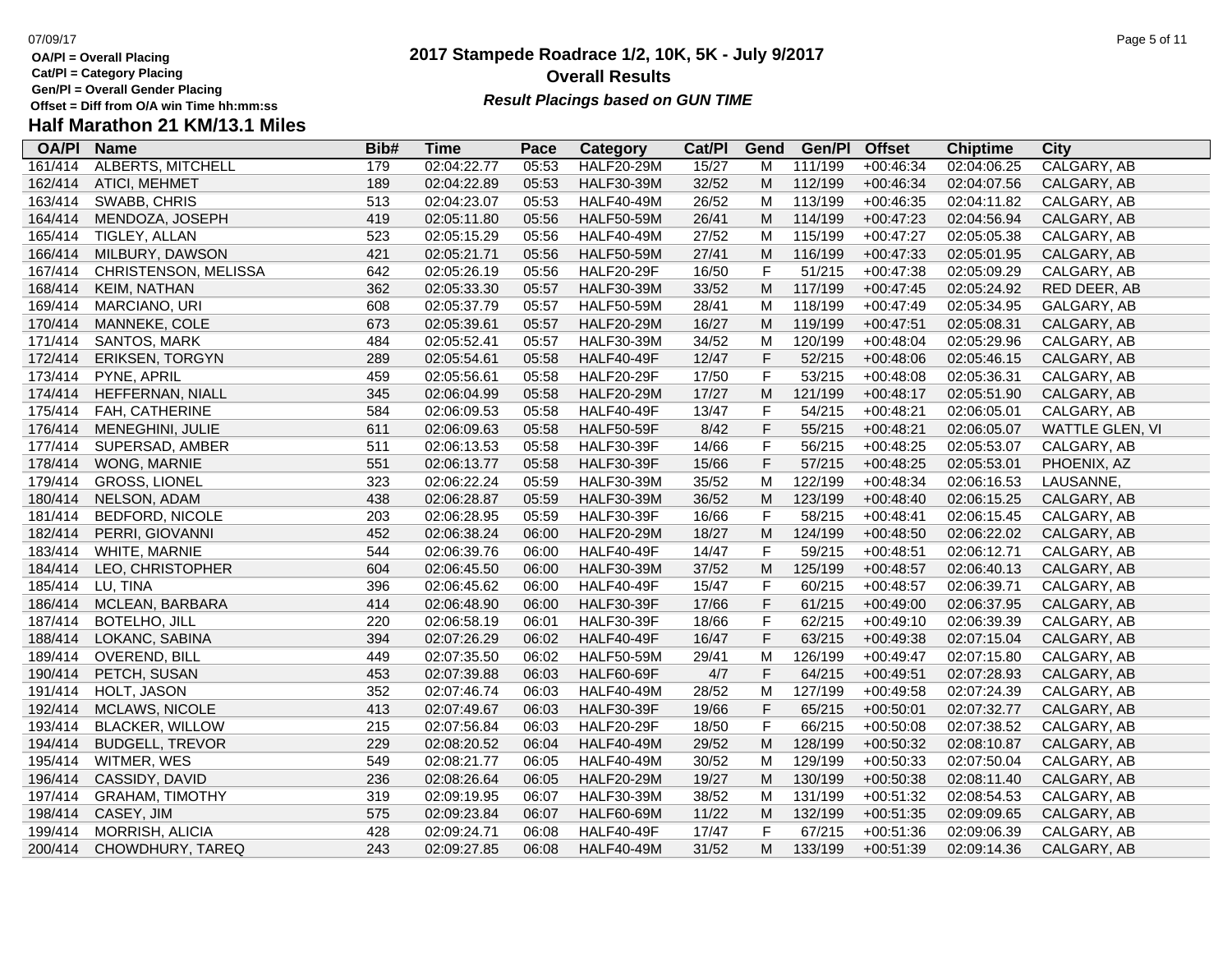**OA/Pl = Overall Placing**
**Cat/Pl = Category Placing**
**Gen/Pl = Overall Gender Placing**
**Offset = Diff from O/A win Time hh:mm:ss**

# 2017 Stampede Roadrace 1/2, 10K, 5K - July 9/2017

## Overall Results

***Result Placings based on GUN TIME***

## Half Marathon 21 KM/13.1 Miles

| OA/Pl | Name | Bib# | Time | Pace | Category | Cat/Pl | Gend | Gen/Pl | Offset | Chiptime | City |
|---|---|---|---|---|---|---|---|---|---|---|---|
| 161/414 | ALBERTS, MITCHELL | 179 | 02:04:22.77 | 05:53 | HALF20-29M | 15/27 | M | 111/199 | +00:46:34 | 02:04:06.25 | CALGARY, AB |
| 162/414 | ATICI, MEHMET | 189 | 02:04:22.89 | 05:53 | HALF30-39M | 32/52 | M | 112/199 | +00:46:34 | 02:04:07.56 | CALGARY, AB |
| 163/414 | SWABB, CHRIS | 513 | 02:04:23.07 | 05:53 | HALF40-49M | 26/52 | M | 113/199 | +00:46:35 | 02:04:11.82 | CALGARY, AB |
| 164/414 | MENDOZA, JOSEPH | 419 | 02:05:11.80 | 05:56 | HALF50-59M | 26/41 | M | 114/199 | +00:47:23 | 02:04:56.94 | CALGARY, AB |
| 165/414 | TIGLEY, ALLAN | 523 | 02:05:15.29 | 05:56 | HALF40-49M | 27/52 | M | 115/199 | +00:47:27 | 02:05:05.38 | CALGARY, AB |
| 166/414 | MILBURY, DAWSON | 421 | 02:05:21.71 | 05:56 | HALF50-59M | 27/41 | M | 116/199 | +00:47:33 | 02:05:01.95 | CALGARY, AB |
| 167/414 | CHRISTENSON, MELISSA | 642 | 02:05:26.19 | 05:56 | HALF20-29F | 16/50 | F | 51/215 | +00:47:38 | 02:05:09.29 | CALGARY, AB |
| 168/414 | KEIM, NATHAN | 362 | 02:05:33.30 | 05:57 | HALF30-39M | 33/52 | M | 117/199 | +00:47:45 | 02:05:24.92 | RED DEER, AB |
| 169/414 | MARCIANO, URI | 608 | 02:05:37.79 | 05:57 | HALF50-59M | 28/41 | M | 118/199 | +00:47:49 | 02:05:34.95 | GALGARY, AB |
| 170/414 | MANNEKE, COLE | 673 | 02:05:39.61 | 05:57 | HALF20-29M | 16/27 | M | 119/199 | +00:47:51 | 02:05:08.31 | CALGARY, AB |
| 171/414 | SANTOS, MARK | 484 | 02:05:52.41 | 05:57 | HALF30-39M | 34/52 | M | 120/199 | +00:48:04 | 02:05:29.96 | CALGARY, AB |
| 172/414 | ERIKSEN, TORGYN | 289 | 02:05:54.61 | 05:58 | HALF40-49F | 12/47 | F | 52/215 | +00:48:06 | 02:05:46.15 | CALGARY, AB |
| 173/414 | PYNE, APRIL | 459 | 02:05:56.61 | 05:58 | HALF20-29F | 17/50 | F | 53/215 | +00:48:08 | 02:05:36.31 | CALGARY, AB |
| 174/414 | HEFFERNAN, NIALL | 345 | 02:06:04.99 | 05:58 | HALF20-29M | 17/27 | M | 121/199 | +00:48:17 | 02:05:51.90 | CALGARY, AB |
| 175/414 | FAH, CATHERINE | 584 | 02:06:09.53 | 05:58 | HALF40-49F | 13/47 | F | 54/215 | +00:48:21 | 02:06:05.01 | CALGARY, AB |
| 176/414 | MENEGHINI, JULIE | 611 | 02:06:09.63 | 05:58 | HALF50-59F | 8/42 | F | 55/215 | +00:48:21 | 02:06:05.07 | WATTLE GLEN, VI |
| 177/414 | SUPERSAD, AMBER | 511 | 02:06:13.53 | 05:58 | HALF30-39F | 14/66 | F | 56/215 | +00:48:25 | 02:05:53.07 | CALGARY, AB |
| 178/414 | WONG, MARNIE | 551 | 02:06:13.77 | 05:58 | HALF30-39F | 15/66 | F | 57/215 | +00:48:25 | 02:05:53.01 | PHOENIX, AZ |
| 179/414 | GROSS, LIONEL | 323 | 02:06:22.24 | 05:59 | HALF30-39M | 35/52 | M | 122/199 | +00:48:34 | 02:06:16.53 | LAUSANNE, |
| 180/414 | NELSON, ADAM | 438 | 02:06:28.87 | 05:59 | HALF30-39M | 36/52 | M | 123/199 | +00:48:40 | 02:06:15.25 | CALGARY, AB |
| 181/414 | BEDFORD, NICOLE | 203 | 02:06:28.95 | 05:59 | HALF30-39F | 16/66 | F | 58/215 | +00:48:41 | 02:06:15.45 | CALGARY, AB |
| 182/414 | PERRI, GIOVANNI | 452 | 02:06:38.24 | 06:00 | HALF20-29M | 18/27 | M | 124/199 | +00:48:50 | 02:06:22.02 | CALGARY, AB |
| 183/414 | WHITE, MARNIE | 544 | 02:06:39.76 | 06:00 | HALF40-49F | 14/47 | F | 59/215 | +00:48:51 | 02:06:12.71 | CALGARY, AB |
| 184/414 | LEO, CHRISTOPHER | 604 | 02:06:45.50 | 06:00 | HALF30-39M | 37/52 | M | 125/199 | +00:48:57 | 02:06:40.13 | CALGARY, AB |
| 185/414 | LU, TINA | 396 | 02:06:45.62 | 06:00 | HALF40-49F | 15/47 | F | 60/215 | +00:48:57 | 02:06:39.71 | CALGARY, AB |
| 186/414 | MCLEAN, BARBARA | 414 | 02:06:48.90 | 06:00 | HALF30-39F | 17/66 | F | 61/215 | +00:49:00 | 02:06:37.95 | CALGARY, AB |
| 187/414 | BOTELHO, JILL | 220 | 02:06:58.19 | 06:01 | HALF30-39F | 18/66 | F | 62/215 | +00:49:10 | 02:06:39.39 | CALGARY, AB |
| 188/414 | LOKANC, SABINA | 394 | 02:07:26.29 | 06:02 | HALF40-49F | 16/47 | F | 63/215 | +00:49:38 | 02:07:15.04 | CALGARY, AB |
| 189/414 | OVEREND, BILL | 449 | 02:07:35.50 | 06:02 | HALF50-59M | 29/41 | M | 126/199 | +00:49:47 | 02:07:15.80 | CALGARY, AB |
| 190/414 | PETCH, SUSAN | 453 | 02:07:39.88 | 06:03 | HALF60-69F | 4/7 | F | 64/215 | +00:49:51 | 02:07:28.93 | CALGARY, AB |
| 191/414 | HOLT, JASON | 352 | 02:07:46.74 | 06:03 | HALF40-49M | 28/52 | M | 127/199 | +00:49:58 | 02:07:24.39 | CALGARY, AB |
| 192/414 | MCLAWS, NICOLE | 413 | 02:07:49.67 | 06:03 | HALF30-39F | 19/66 | F | 65/215 | +00:50:01 | 02:07:32.77 | CALGARY, AB |
| 193/414 | BLACKER, WILLOW | 215 | 02:07:56.84 | 06:03 | HALF20-29F | 18/50 | F | 66/215 | +00:50:08 | 02:07:38.52 | CALGARY, AB |
| 194/414 | BUDGELL, TREVOR | 229 | 02:08:20.52 | 06:04 | HALF40-49M | 29/52 | M | 128/199 | +00:50:32 | 02:08:10.87 | CALGARY, AB |
| 195/414 | WITMER, WES | 549 | 02:08:21.77 | 06:05 | HALF40-49M | 30/52 | M | 129/199 | +00:50:33 | 02:07:50.04 | CALGARY, AB |
| 196/414 | CASSIDY, DAVID | 236 | 02:08:26.64 | 06:05 | HALF20-29M | 19/27 | M | 130/199 | +00:50:38 | 02:08:11.40 | CALGARY, AB |
| 197/414 | GRAHAM, TIMOTHY | 319 | 02:09:19.95 | 06:07 | HALF30-39M | 38/52 | M | 131/199 | +00:51:32 | 02:08:54.53 | CALGARY, AB |
| 198/414 | CASEY, JIM | 575 | 02:09:23.84 | 06:07 | HALF60-69M | 11/22 | M | 132/199 | +00:51:35 | 02:09:09.65 | CALGARY, AB |
| 199/414 | MORRISH, ALICIA | 428 | 02:09:24.71 | 06:08 | HALF40-49F | 17/47 | F | 67/215 | +00:51:36 | 02:09:06.39 | CALGARY, AB |
| 200/414 | CHOWDHURY, TAREQ | 243 | 02:09:27.85 | 06:08 | HALF40-49M | 31/52 | M | 133/199 | +00:51:39 | 02:09:14.36 | CALGARY, AB |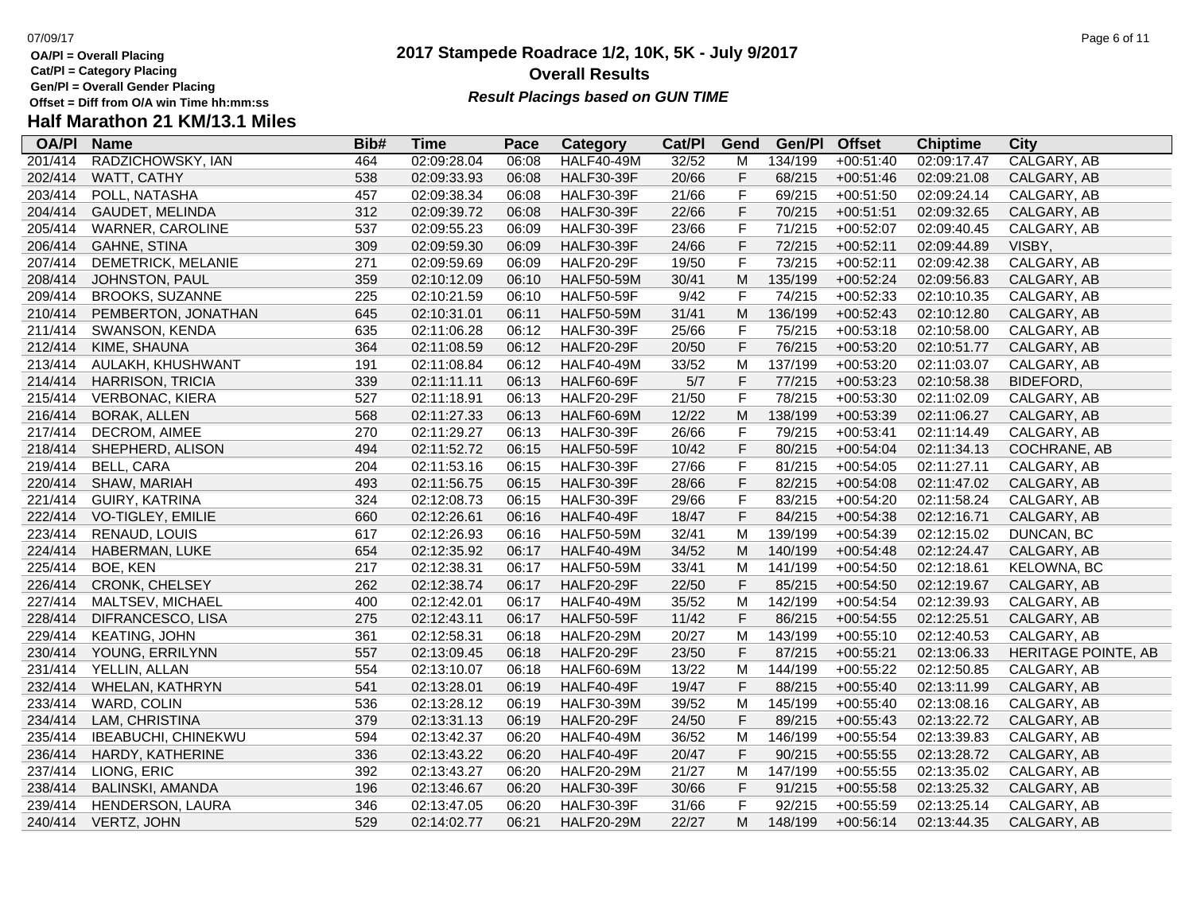OA/Pl = Overall Placing
Cat/Pl = Category Placing
Gen/Pl = Overall Gender Placing
Offset = Diff from O/A win Time hh:mm:ss

# 2017 Stampede Roadrace 1/2, 10K, 5K - July 9/2017

## Overall Results

***Result Placings based on GUN TIME***

## Half Marathon 21 KM/13.1 Miles

| OA/Pl | Name | Bib# | Time | Pace | Category | Cat/Pl | Gend | Gen/Pl | Offset | Chiptime | City |
|---|---|---|---|---|---|---|---|---|---|---|---|
| 201/414 | RADZICHOWSKY, IAN | 464 | 02:09:28.04 | 06:08 | HALF40-49M | 32/52 | M | 134/199 | +00:51:40 | 02:09:17.47 | CALGARY, AB |
| 202/414 | WATT, CATHY | 538 | 02:09:33.93 | 06:08 | HALF30-39F | 20/66 | F | 68/215 | +00:51:46 | 02:09:21.08 | CALGARY, AB |
| 203/414 | POLL, NATASHA | 457 | 02:09:38.34 | 06:08 | HALF30-39F | 21/66 | F | 69/215 | +00:51:50 | 02:09:24.14 | CALGARY, AB |
| 204/414 | GAUDET, MELINDA | 312 | 02:09:39.72 | 06:08 | HALF30-39F | 22/66 | F | 70/215 | +00:51:51 | 02:09:32.65 | CALGARY, AB |
| 205/414 | WARNER, CAROLINE | 537 | 02:09:55.23 | 06:09 | HALF30-39F | 23/66 | F | 71/215 | +00:52:07 | 02:09:40.45 | CALGARY, AB |
| 206/414 | GAHNE, STINA | 309 | 02:09:59.30 | 06:09 | HALF30-39F | 24/66 | F | 72/215 | +00:52:11 | 02:09:44.89 | VISBY, |
| 207/414 | DEMETRICK, MELANIE | 271 | 02:09:59.69 | 06:09 | HALF20-29F | 19/50 | F | 73/215 | +00:52:11 | 02:09:42.38 | CALGARY, AB |
| 208/414 | JOHNSTON, PAUL | 359 | 02:10:12.09 | 06:10 | HALF50-59M | 30/41 | M | 135/199 | +00:52:24 | 02:09:56.83 | CALGARY, AB |
| 209/414 | BROOKS, SUZANNE | 225 | 02:10:21.59 | 06:10 | HALF50-59F | 9/42 | F | 74/215 | +00:52:33 | 02:10:10.35 | CALGARY, AB |
| 210/414 | PEMBERTON, JONATHAN | 645 | 02:10:31.01 | 06:11 | HALF50-59M | 31/41 | M | 136/199 | +00:52:43 | 02:10:12.80 | CALGARY, AB |
| 211/414 | SWANSON, KENDA | 635 | 02:11:06.28 | 06:12 | HALF30-39F | 25/66 | F | 75/215 | +00:53:18 | 02:10:58.00 | CALGARY, AB |
| 212/414 | KIME, SHAUNA | 364 | 02:11:08.59 | 06:12 | HALF20-29F | 20/50 | F | 76/215 | +00:53:20 | 02:10:51.77 | CALGARY, AB |
| 213/414 | AULAKH, KHUSHWANT | 191 | 02:11:08.84 | 06:12 | HALF40-49M | 33/52 | M | 137/199 | +00:53:20 | 02:11:03.07 | CALGARY, AB |
| 214/414 | HARRISON, TRICIA | 339 | 02:11:11.11 | 06:13 | HALF60-69F | 5/7 | F | 77/215 | +00:53:23 | 02:10:58.38 | BIDEFORD, |
| 215/414 | VERBONAC, KIERA | 527 | 02:11:18.91 | 06:13 | HALF20-29F | 21/50 | F | 78/215 | +00:53:30 | 02:11:02.09 | CALGARY, AB |
| 216/414 | BORAK, ALLEN | 568 | 02:11:27.33 | 06:13 | HALF60-69M | 12/22 | M | 138/199 | +00:53:39 | 02:11:06.27 | CALGARY, AB |
| 217/414 | DECROM, AIMEE | 270 | 02:11:29.27 | 06:13 | HALF30-39F | 26/66 | F | 79/215 | +00:53:41 | 02:11:14.49 | CALGARY, AB |
| 218/414 | SHEPHERD, ALISON | 494 | 02:11:52.72 | 06:15 | HALF50-59F | 10/42 | F | 80/215 | +00:54:04 | 02:11:34.13 | COCHRANE, AB |
| 219/414 | BELL, CARA | 204 | 02:11:53.16 | 06:15 | HALF30-39F | 27/66 | F | 81/215 | +00:54:05 | 02:11:27.11 | CALGARY, AB |
| 220/414 | SHAW, MARIAH | 493 | 02:11:56.75 | 06:15 | HALF30-39F | 28/66 | F | 82/215 | +00:54:08 | 02:11:47.02 | CALGARY, AB |
| 221/414 | GUIRY, KATRINA | 324 | 02:12:08.73 | 06:15 | HALF30-39F | 29/66 | F | 83/215 | +00:54:20 | 02:11:58.24 | CALGARY, AB |
| 222/414 | VO-TIGLEY, EMILIE | 660 | 02:12:26.61 | 06:16 | HALF40-49F | 18/47 | F | 84/215 | +00:54:38 | 02:12:16.71 | CALGARY, AB |
| 223/414 | RENAUD, LOUIS | 617 | 02:12:26.93 | 06:16 | HALF50-59M | 32/41 | M | 139/199 | +00:54:39 | 02:12:15.02 | DUNCAN, BC |
| 224/414 | HABERMAN, LUKE | 654 | 02:12:35.92 | 06:17 | HALF40-49M | 34/52 | M | 140/199 | +00:54:48 | 02:12:24.47 | CALGARY, AB |
| 225/414 | BOE, KEN | 217 | 02:12:38.31 | 06:17 | HALF50-59M | 33/41 | M | 141/199 | +00:54:50 | 02:12:18.61 | KELOWNA, BC |
| 226/414 | CRONK, CHELSEY | 262 | 02:12:38.74 | 06:17 | HALF20-29F | 22/50 | F | 85/215 | +00:54:50 | 02:12:19.67 | CALGARY, AB |
| 227/414 | MALTSEV, MICHAEL | 400 | 02:12:42.01 | 06:17 | HALF40-49M | 35/52 | M | 142/199 | +00:54:54 | 02:12:39.93 | CALGARY, AB |
| 228/414 | DIFRANCESCO, LISA | 275 | 02:12:43.11 | 06:17 | HALF50-59F | 11/42 | F | 86/215 | +00:54:55 | 02:12:25.51 | CALGARY, AB |
| 229/414 | KEATING, JOHN | 361 | 02:12:58.31 | 06:18 | HALF20-29M | 20/27 | M | 143/199 | +00:55:10 | 02:12:40.53 | CALGARY, AB |
| 230/414 | YOUNG, ERRILYNN | 557 | 02:13:09.45 | 06:18 | HALF20-29F | 23/50 | F | 87/215 | +00:55:21 | 02:13:06.33 | HERITAGE POINTE, AB |
| 231/414 | YELLIN, ALLAN | 554 | 02:13:10.07 | 06:18 | HALF60-69M | 13/22 | M | 144/199 | +00:55:22 | 02:12:50.85 | CALGARY, AB |
| 232/414 | WHELAN, KATHRYN | 541 | 02:13:28.01 | 06:19 | HALF40-49F | 19/47 | F | 88/215 | +00:55:40 | 02:13:11.99 | CALGARY, AB |
| 233/414 | WARD, COLIN | 536 | 02:13:28.12 | 06:19 | HALF30-39M | 39/52 | M | 145/199 | +00:55:40 | 02:13:08.16 | CALGARY, AB |
| 234/414 | LAM, CHRISTINA | 379 | 02:13:31.13 | 06:19 | HALF20-29F | 24/50 | F | 89/215 | +00:55:43 | 02:13:22.72 | CALGARY, AB |
| 235/414 | IBEABUCHI, CHINEKWU | 594 | 02:13:42.37 | 06:20 | HALF40-49M | 36/52 | M | 146/199 | +00:55:54 | 02:13:39.83 | CALGARY, AB |
| 236/414 | HARDY, KATHERINE | 336 | 02:13:43.22 | 06:20 | HALF40-49F | 20/47 | F | 90/215 | +00:55:55 | 02:13:28.72 | CALGARY, AB |
| 237/414 | LIONG, ERIC | 392 | 02:13:43.27 | 06:20 | HALF20-29M | 21/27 | M | 147/199 | +00:55:55 | 02:13:35.02 | CALGARY, AB |
| 238/414 | BALINSKI, AMANDA | 196 | 02:13:46.67 | 06:20 | HALF30-39F | 30/66 | F | 91/215 | +00:55:58 | 02:13:25.32 | CALGARY, AB |
| 239/414 | HENDERSON, LAURA | 346 | 02:13:47.05 | 06:20 | HALF30-39F | 31/66 | F | 92/215 | +00:55:59 | 02:13:25.14 | CALGARY, AB |
| 240/414 | VERTZ, JOHN | 529 | 02:14:02.77 | 06:21 | HALF20-29M | 22/27 | M | 148/199 | +00:56:14 | 02:13:44.35 | CALGARY, AB |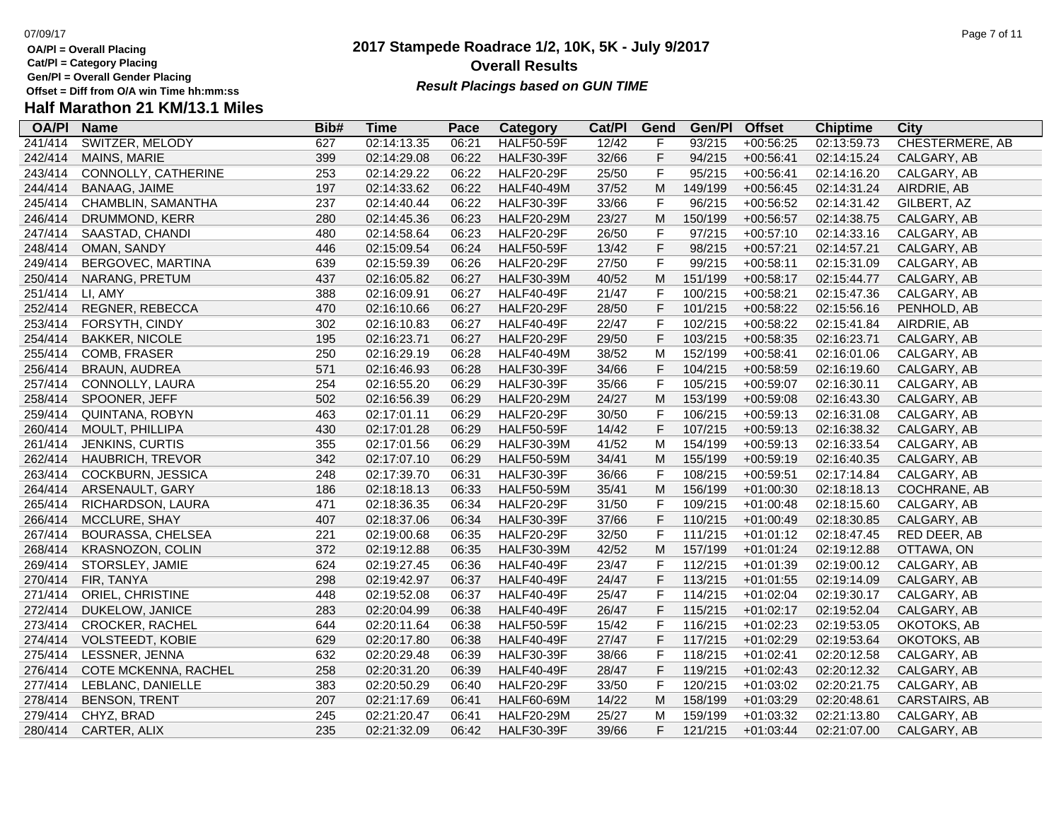**OA/Pl = Overall Placing**
**Cat/Pl = Category Placing**
**Gen/Pl = Overall Gender Placing**
**Offset = Diff from O/A win Time hh:mm:ss**

# 2017 Stampede Roadrace 1/2, 10K, 5K - July 9/2017

## Overall Results

***Result Placings based on GUN TIME***

## Half Marathon 21 KM/13.1 Miles

| OA/Pl | Name | Bib# | Time | Pace | Category | Cat/Pl | Gend | Gen/Pl | Offset | Chiptime | City |
|---|---|---|---|---|---|---|---|---|---|---|---|
| 241/414 | SWITZER, MELODY | 627 | 02:14:13.35 | 06:21 | HALF50-59F | 12/42 | F | 93/215 | +00:56:25 | 02:13:59.73 | CHESTERMERE, AB |
| 242/414 | MAINS, MARIE | 399 | 02:14:29.08 | 06:22 | HALF30-39F | 32/66 | F | 94/215 | +00:56:41 | 02:14:15.24 | CALGARY, AB |
| 243/414 | CONNOLLY, CATHERINE | 253 | 02:14:29.22 | 06:22 | HALF20-29F | 25/50 | F | 95/215 | +00:56:41 | 02:14:16.20 | CALGARY, AB |
| 244/414 | BANAAG, JAIME | 197 | 02:14:33.62 | 06:22 | HALF40-49M | 37/52 | M | 149/199 | +00:56:45 | 02:14:31.24 | AIRDRIE, AB |
| 245/414 | CHAMBLIN, SAMANTHA | 237 | 02:14:40.44 | 06:22 | HALF30-39F | 33/66 | F | 96/215 | +00:56:52 | 02:14:31.42 | GILBERT, AZ |
| 246/414 | DRUMMOND, KERR | 280 | 02:14:45.36 | 06:23 | HALF20-29M | 23/27 | M | 150/199 | +00:56:57 | 02:14:38.75 | CALGARY, AB |
| 247/414 | SAASTAD, CHANDI | 480 | 02:14:58.64 | 06:23 | HALF20-29F | 26/50 | F | 97/215 | +00:57:10 | 02:14:33.16 | CALGARY, AB |
| 248/414 | OMAN, SANDY | 446 | 02:15:09.54 | 06:24 | HALF50-59F | 13/42 | F | 98/215 | +00:57:21 | 02:14:57.21 | CALGARY, AB |
| 249/414 | BERGOVEC, MARTINA | 639 | 02:15:59.39 | 06:26 | HALF20-29F | 27/50 | F | 99/215 | +00:58:11 | 02:15:31.09 | CALGARY, AB |
| 250/414 | NARANG, PRETUM | 437 | 02:16:05.82 | 06:27 | HALF30-39M | 40/52 | M | 151/199 | +00:58:17 | 02:15:44.77 | CALGARY, AB |
| 251/414 | LI, AMY | 388 | 02:16:09.91 | 06:27 | HALF40-49F | 21/47 | F | 100/215 | +00:58:21 | 02:15:47.36 | CALGARY, AB |
| 252/414 | REGNER, REBECCA | 470 | 02:16:10.66 | 06:27 | HALF20-29F | 28/50 | F | 101/215 | +00:58:22 | 02:15:56.16 | PENHOLD, AB |
| 253/414 | FORSYTH, CINDY | 302 | 02:16:10.83 | 06:27 | HALF40-49F | 22/47 | F | 102/215 | +00:58:22 | 02:15:41.84 | AIRDRIE, AB |
| 254/414 | BAKKER, NICOLE | 195 | 02:16:23.71 | 06:27 | HALF20-29F | 29/50 | F | 103/215 | +00:58:35 | 02:16:23.71 | CALGARY, AB |
| 255/414 | COMB, FRASER | 250 | 02:16:29.19 | 06:28 | HALF40-49M | 38/52 | M | 152/199 | +00:58:41 | 02:16:01.06 | CALGARY, AB |
| 256/414 | BRAUN, AUDREA | 571 | 02:16:46.93 | 06:28 | HALF30-39F | 34/66 | F | 104/215 | +00:58:59 | 02:16:19.60 | CALGARY, AB |
| 257/414 | CONNOLLY, LAURA | 254 | 02:16:55.20 | 06:29 | HALF30-39F | 35/66 | F | 105/215 | +00:59:07 | 02:16:30.11 | CALGARY, AB |
| 258/414 | SPOONER, JEFF | 502 | 02:16:56.39 | 06:29 | HALF20-29M | 24/27 | M | 153/199 | +00:59:08 | 02:16:43.30 | CALGARY, AB |
| 259/414 | QUINTANA, ROBYN | 463 | 02:17:01.11 | 06:29 | HALF20-29F | 30/50 | F | 106/215 | +00:59:13 | 02:16:31.08 | CALGARY, AB |
| 260/414 | MOULT, PHILLIPA | 430 | 02:17:01.28 | 06:29 | HALF50-59F | 14/42 | F | 107/215 | +00:59:13 | 02:16:38.32 | CALGARY, AB |
| 261/414 | JENKINS, CURTIS | 355 | 02:17:01.56 | 06:29 | HALF30-39M | 41/52 | M | 154/199 | +00:59:13 | 02:16:33.54 | CALGARY, AB |
| 262/414 | HAUBRICH, TREVOR | 342 | 02:17:07.10 | 06:29 | HALF50-59M | 34/41 | M | 155/199 | +00:59:19 | 02:16:40.35 | CALGARY, AB |
| 263/414 | COCKBURN, JESSICA | 248 | 02:17:39.70 | 06:31 | HALF30-39F | 36/66 | F | 108/215 | +00:59:51 | 02:17:14.84 | CALGARY, AB |
| 264/414 | ARSENAULT, GARY | 186 | 02:18:18.13 | 06:33 | HALF50-59M | 35/41 | M | 156/199 | +01:00:30 | 02:18:18.13 | COCHRANE, AB |
| 265/414 | RICHARDSON, LAURA | 471 | 02:18:36.35 | 06:34 | HALF20-29F | 31/50 | F | 109/215 | +01:00:48 | 02:18:15.60 | CALGARY, AB |
| 266/414 | MCCLURE, SHAY | 407 | 02:18:37.06 | 06:34 | HALF30-39F | 37/66 | F | 110/215 | +01:00:49 | 02:18:30.85 | CALGARY, AB |
| 267/414 | BOURASSA, CHELSEA | 221 | 02:19:00.68 | 06:35 | HALF20-29F | 32/50 | F | 111/215 | +01:01:12 | 02:18:47.45 | RED DEER, AB |
| 268/414 | KRASNOZON, COLIN | 372 | 02:19:12.88 | 06:35 | HALF30-39M | 42/52 | M | 157/199 | +01:01:24 | 02:19:12.88 | OTTAWA, ON |
| 269/414 | STORSLEY, JAMIE | 624 | 02:19:27.45 | 06:36 | HALF40-49F | 23/47 | F | 112/215 | +01:01:39 | 02:19:00.12 | CALGARY, AB |
| 270/414 | FIR, TANYA | 298 | 02:19:42.97 | 06:37 | HALF40-49F | 24/47 | F | 113/215 | +01:01:55 | 02:19:14.09 | CALGARY, AB |
| 271/414 | ORIEL, CHRISTINE | 448 | 02:19:52.08 | 06:37 | HALF40-49F | 25/47 | F | 114/215 | +01:02:04 | 02:19:30.17 | CALGARY, AB |
| 272/414 | DUKELOW, JANICE | 283 | 02:20:04.99 | 06:38 | HALF40-49F | 26/47 | F | 115/215 | +01:02:17 | 02:19:52.04 | CALGARY, AB |
| 273/414 | CROCKER, RACHEL | 644 | 02:20:11.64 | 06:38 | HALF50-59F | 15/42 | F | 116/215 | +01:02:23 | 02:19:53.05 | OKOTOKS, AB |
| 274/414 | VOLSTEEDT, KOBIE | 629 | 02:20:17.80 | 06:38 | HALF40-49F | 27/47 | F | 117/215 | +01:02:29 | 02:19:53.64 | OKOTOKS, AB |
| 275/414 | LESSNER, JENNA | 632 | 02:20:29.48 | 06:39 | HALF30-39F | 38/66 | F | 118/215 | +01:02:41 | 02:20:12.58 | CALGARY, AB |
| 276/414 | COTE MCKENNA, RACHEL | 258 | 02:20:31.20 | 06:39 | HALF40-49F | 28/47 | F | 119/215 | +01:02:43 | 02:20:12.32 | CALGARY, AB |
| 277/414 | LEBLANC, DANIELLE | 383 | 02:20:50.29 | 06:40 | HALF20-29F | 33/50 | F | 120/215 | +01:03:02 | 02:20:21.75 | CALGARY, AB |
| 278/414 | BENSON, TRENT | 207 | 02:21:17.69 | 06:41 | HALF60-69M | 14/22 | M | 158/199 | +01:03:29 | 02:20:48.61 | CARSTAIRS, AB |
| 279/414 | CHYZ, BRAD | 245 | 02:21:20.47 | 06:41 | HALF20-29M | 25/27 | M | 159/199 | +01:03:32 | 02:21:13.80 | CALGARY, AB |
| 280/414 | CARTER, ALIX | 235 | 02:21:32.09 | 06:42 | HALF30-39F | 39/66 | F | 121/215 | +01:03:44 | 02:21:07.00 | CALGARY, AB |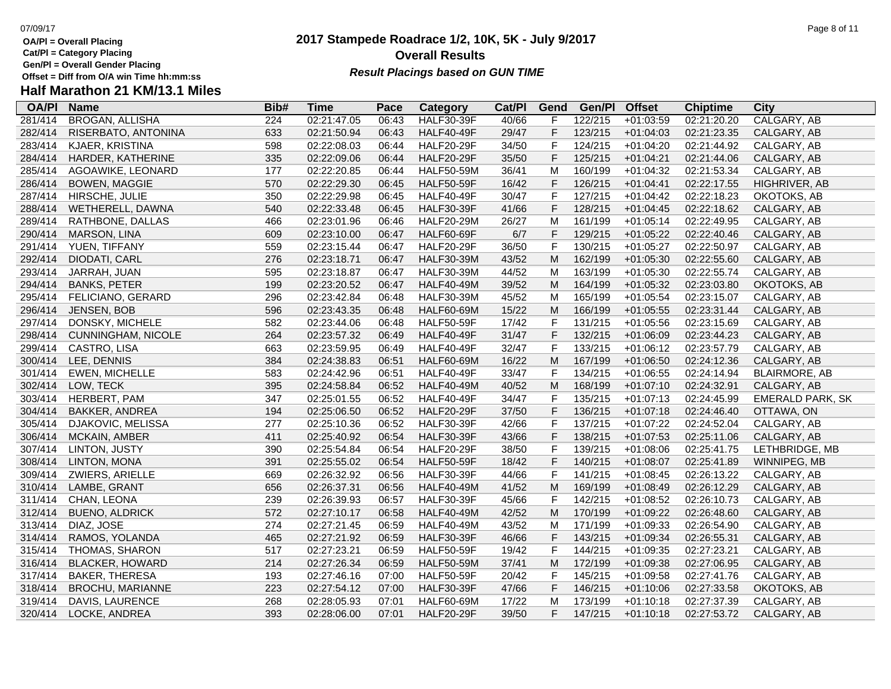OA/Pl = Overall Placing
Cat/Pl = Category Placing
Gen/Pl = Overall Gender Placing
Offset = Diff from O/A win Time hh:mm:ss

# 2017 Stampede Roadrace 1/2, 10K, 5K - July 9/2017

## Overall Results

***Result Placings based on GUN TIME***

## Half Marathon 21 KM/13.1 Miles

| OA/Pl | Name | Bib# | Time | Pace | Category | Cat/Pl | Gend | Gen/Pl | Offset | Chiptime | City |
|---|---|---|---|---|---|---|---|---|---|---|---|
| 281/414 | BROGAN, ALLISHA | 224 | 02:21:47.05 | 06:43 | HALF30-39F | 40/66 | F | 122/215 | +01:03:59 | 02:21:20.20 | CALGARY, AB |
| 282/414 | RISERBATO, ANTONINA | 633 | 02:21:50.94 | 06:43 | HALF40-49F | 29/47 | F | 123/215 | +01:04:03 | 02:21:23.35 | CALGARY, AB |
| 283/414 | KJAER, KRISTINA | 598 | 02:22:08.03 | 06:44 | HALF20-29F | 34/50 | F | 124/215 | +01:04:20 | 02:21:44.92 | CALGARY, AB |
| 284/414 | HARDER, KATHERINE | 335 | 02:22:09.06 | 06:44 | HALF20-29F | 35/50 | F | 125/215 | +01:04:21 | 02:21:44.06 | CALGARY, AB |
| 285/414 | AGOAWIKE, LEONARD | 177 | 02:22:20.85 | 06:44 | HALF50-59M | 36/41 | M | 160/199 | +01:04:32 | 02:21:53.34 | CALGARY, AB |
| 286/414 | BOWEN, MAGGIE | 570 | 02:22:29.30 | 06:45 | HALF50-59F | 16/42 | F | 126/215 | +01:04:41 | 02:22:17.55 | HIGHRIVER, AB |
| 287/414 | HIRSCHE, JULIE | 350 | 02:22:29.98 | 06:45 | HALF40-49F | 30/47 | F | 127/215 | +01:04:42 | 02:22:18.23 | OKOTOKS, AB |
| 288/414 | WETHERELL, DAWNA | 540 | 02:22:33.48 | 06:45 | HALF30-39F | 41/66 | F | 128/215 | +01:04:45 | 02:22:18.62 | CALGARY, AB |
| 289/414 | RATHBONE, DALLAS | 466 | 02:23:01.96 | 06:46 | HALF20-29M | 26/27 | M | 161/199 | +01:05:14 | 02:22:49.95 | CALGARY, AB |
| 290/414 | MARSON, LINA | 609 | 02:23:10.00 | 06:47 | HALF60-69F | 6/7 | F | 129/215 | +01:05:22 | 02:22:40.46 | CALGARY, AB |
| 291/414 | YUEN, TIFFANY | 559 | 02:23:15.44 | 06:47 | HALF20-29F | 36/50 | F | 130/215 | +01:05:27 | 02:22:50.97 | CALGARY, AB |
| 292/414 | DIODATI, CARL | 276 | 02:23:18.71 | 06:47 | HALF30-39M | 43/52 | M | 162/199 | +01:05:30 | 02:22:55.60 | CALGARY, AB |
| 293/414 | JARRAH, JUAN | 595 | 02:23:18.87 | 06:47 | HALF30-39M | 44/52 | M | 163/199 | +01:05:30 | 02:22:55.74 | CALGARY, AB |
| 294/414 | BANKS, PETER | 199 | 02:23:20.52 | 06:47 | HALF40-49M | 39/52 | M | 164/199 | +01:05:32 | 02:23:03.80 | OKOTOKS, AB |
| 295/414 | FELICIANO, GERARD | 296 | 02:23:42.84 | 06:48 | HALF30-39M | 45/52 | M | 165/199 | +01:05:54 | 02:23:15.07 | CALGARY, AB |
| 296/414 | JENSEN, BOB | 596 | 02:23:43.35 | 06:48 | HALF60-69M | 15/22 | M | 166/199 | +01:05:55 | 02:23:31.44 | CALGARY, AB |
| 297/414 | DONSKY, MICHELE | 582 | 02:23:44.06 | 06:48 | HALF50-59F | 17/42 | F | 131/215 | +01:05:56 | 02:23:15.69 | CALGARY, AB |
| 298/414 | CUNNINGHAM, NICOLE | 264 | 02:23:57.32 | 06:49 | HALF40-49F | 31/47 | F | 132/215 | +01:06:09 | 02:23:44.23 | CALGARY, AB |
| 299/414 | CASTRO, LISA | 663 | 02:23:59.95 | 06:49 | HALF40-49F | 32/47 | F | 133/215 | +01:06:12 | 02:23:57.79 | CALGARY, AB |
| 300/414 | LEE, DENNIS | 384 | 02:24:38.83 | 06:51 | HALF60-69M | 16/22 | M | 167/199 | +01:06:50 | 02:24:12.36 | CALGARY, AB |
| 301/414 | EWEN, MICHELLE | 583 | 02:24:42.96 | 06:51 | HALF40-49F | 33/47 | F | 134/215 | +01:06:55 | 02:24:14.94 | BLAIRMORE, AB |
| 302/414 | LOW, TECK | 395 | 02:24:58.84 | 06:52 | HALF40-49M | 40/52 | M | 168/199 | +01:07:10 | 02:24:32.91 | CALGARY, AB |
| 303/414 | HERBERT, PAM | 347 | 02:25:01.55 | 06:52 | HALF40-49F | 34/47 | F | 135/215 | +01:07:13 | 02:24:45.99 | EMERALD PARK, SK |
| 304/414 | BAKKER, ANDREA | 194 | 02:25:06.50 | 06:52 | HALF20-29F | 37/50 | F | 136/215 | +01:07:18 | 02:24:46.40 | OTTAWA, ON |
| 305/414 | DJAKOVIC, MELISSA | 277 | 02:25:10.36 | 06:52 | HALF30-39F | 42/66 | F | 137/215 | +01:07:22 | 02:24:52.04 | CALGARY, AB |
| 306/414 | MCKAIN, AMBER | 411 | 02:25:40.92 | 06:54 | HALF30-39F | 43/66 | F | 138/215 | +01:07:53 | 02:25:11.06 | CALGARY, AB |
| 307/414 | LINTON, JUSTY | 390 | 02:25:54.84 | 06:54 | HALF20-29F | 38/50 | F | 139/215 | +01:08:06 | 02:25:41.75 | LETHBRIDGE, MB |
| 308/414 | LINTON, MONA | 391 | 02:25:55.02 | 06:54 | HALF50-59F | 18/42 | F | 140/215 | +01:08:07 | 02:25:41.89 | WINNIPEG, MB |
| 309/414 | ZWIERS, ARIELLE | 669 | 02:26:32.92 | 06:56 | HALF30-39F | 44/66 | F | 141/215 | +01:08:45 | 02:26:13.22 | CALGARY, AB |
| 310/414 | LAMBE, GRANT | 656 | 02:26:37.31 | 06:56 | HALF40-49M | 41/52 | M | 169/199 | +01:08:49 | 02:26:12.29 | CALGARY, AB |
| 311/414 | CHAN, LEONA | 239 | 02:26:39.93 | 06:57 | HALF30-39F | 45/66 | F | 142/215 | +01:08:52 | 02:26:10.73 | CALGARY, AB |
| 312/414 | BUENO, ALDRICK | 572 | 02:27:10.17 | 06:58 | HALF40-49M | 42/52 | M | 170/199 | +01:09:22 | 02:26:48.60 | CALGARY, AB |
| 313/414 | DIAZ, JOSE | 274 | 02:27:21.45 | 06:59 | HALF40-49M | 43/52 | M | 171/199 | +01:09:33 | 02:26:54.90 | CALGARY, AB |
| 314/414 | RAMOS, YOLANDA | 465 | 02:27:21.92 | 06:59 | HALF30-39F | 46/66 | F | 143/215 | +01:09:34 | 02:26:55.31 | CALGARY, AB |
| 315/414 | THOMAS, SHARON | 517 | 02:27:23.21 | 06:59 | HALF50-59F | 19/42 | F | 144/215 | +01:09:35 | 02:27:23.21 | CALGARY, AB |
| 316/414 | BLACKER, HOWARD | 214 | 02:27:26.34 | 06:59 | HALF50-59M | 37/41 | M | 172/199 | +01:09:38 | 02:27:06.95 | CALGARY, AB |
| 317/414 | BAKER, THERESA | 193 | 02:27:46.16 | 07:00 | HALF50-59F | 20/42 | F | 145/215 | +01:09:58 | 02:27:41.76 | CALGARY, AB |
| 318/414 | BROCHU, MARIANNE | 223 | 02:27:54.12 | 07:00 | HALF30-39F | 47/66 | F | 146/215 | +01:10:06 | 02:27:33.58 | OKOTOKS, AB |
| 319/414 | DAVIS, LAURENCE | 268 | 02:28:05.93 | 07:01 | HALF60-69M | 17/22 | M | 173/199 | +01:10:18 | 02:27:37.39 | CALGARY, AB |
| 320/414 | LOCKE, ANDREA | 393 | 02:28:06.00 | 07:01 | HALF20-29F | 39/50 | F | 147/215 | +01:10:18 | 02:27:53.72 | CALGARY, AB |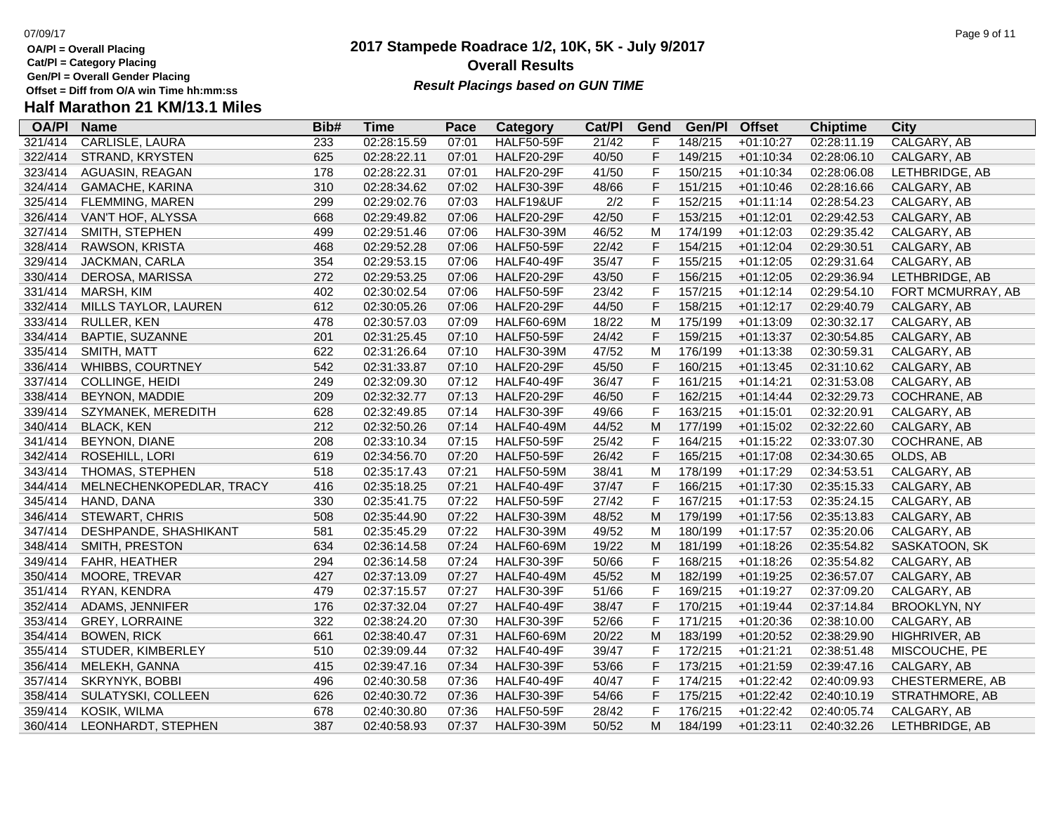OA/Pl = Overall Placing
Cat/Pl = Category Placing
Gen/Pl = Overall Gender Placing
Offset = Diff from O/A win Time hh:mm:ss

# 2017 Stampede Roadrace 1/2, 10K, 5K - July 9/2017

## Overall Results

***Result Placings based on GUN TIME***

## Half Marathon 21 KM/13.1 Miles

| OA/Pl | Name | Bib# | Time | Pace | Category | Cat/Pl | Gend | Gen/Pl | Offset | Chiptime | City |
|---|---|---|---|---|---|---|---|---|---|---|---|
| 321/414 | CARLISLE, LAURA | 233 | 02:28:15.59 | 07:01 | HALF50-59F | 21/42 | F | 148/215 | +01:10:27 | 02:28:11.19 | CALGARY, AB |
| 322/414 | STRAND, KRYSTEN | 625 | 02:28:22.11 | 07:01 | HALF20-29F | 40/50 | F | 149/215 | +01:10:34 | 02:28:06.10 | CALGARY, AB |
| 323/414 | AGUASIN, REAGAN | 178 | 02:28:22.31 | 07:01 | HALF20-29F | 41/50 | F | 150/215 | +01:10:34 | 02:28:06.08 | LETHBRIDGE, AB |
| 324/414 | GAMACHE, KARINA | 310 | 02:28:34.62 | 07:02 | HALF30-39F | 48/66 | F | 151/215 | +01:10:46 | 02:28:16.66 | CALGARY, AB |
| 325/414 | FLEMMING, MAREN | 299 | 02:29:02.76 | 07:03 | HALF19&UF | 2/2 | F | 152/215 | +01:11:14 | 02:28:54.23 | CALGARY, AB |
| 326/414 | VAN'T HOF, ALYSSA | 668 | 02:29:49.82 | 07:06 | HALF20-29F | 42/50 | F | 153/215 | +01:12:01 | 02:29:42.53 | CALGARY, AB |
| 327/414 | SMITH, STEPHEN | 499 | 02:29:51.46 | 07:06 | HALF30-39M | 46/52 | M | 174/199 | +01:12:03 | 02:29:35.42 | CALGARY, AB |
| 328/414 | RAWSON, KRISTA | 468 | 02:29:52.28 | 07:06 | HALF50-59F | 22/42 | F | 154/215 | +01:12:04 | 02:29:30.51 | CALGARY, AB |
| 329/414 | JACKMAN, CARLA | 354 | 02:29:53.15 | 07:06 | HALF40-49F | 35/47 | F | 155/215 | +01:12:05 | 02:29:31.64 | CALGARY, AB |
| 330/414 | DEROSA, MARISSA | 272 | 02:29:53.25 | 07:06 | HALF20-29F | 43/50 | F | 156/215 | +01:12:05 | 02:29:36.94 | LETHBRIDGE, AB |
| 331/414 | MARSH, KIM | 402 | 02:30:02.54 | 07:06 | HALF50-59F | 23/42 | F | 157/215 | +01:12:14 | 02:29:54.10 | FORT MCMURRAY, AB |
| 332/414 | MILLS TAYLOR, LAUREN | 612 | 02:30:05.26 | 07:06 | HALF20-29F | 44/50 | F | 158/215 | +01:12:17 | 02:29:40.79 | CALGARY, AB |
| 333/414 | RULLER, KEN | 478 | 02:30:57.03 | 07:09 | HALF60-69M | 18/22 | M | 175/199 | +01:13:09 | 02:30:32.17 | CALGARY, AB |
| 334/414 | BAPTIE, SUZANNE | 201 | 02:31:25.45 | 07:10 | HALF50-59F | 24/42 | F | 159/215 | +01:13:37 | 02:30:54.85 | CALGARY, AB |
| 335/414 | SMITH, MATT | 622 | 02:31:26.64 | 07:10 | HALF30-39M | 47/52 | M | 176/199 | +01:13:38 | 02:30:59.31 | CALGARY, AB |
| 336/414 | WHIBBS, COURTNEY | 542 | 02:31:33.87 | 07:10 | HALF20-29F | 45/50 | F | 160/215 | +01:13:45 | 02:31:10.62 | CALGARY, AB |
| 337/414 | COLLINGE, HEIDI | 249 | 02:32:09.30 | 07:12 | HALF40-49F | 36/47 | F | 161/215 | +01:14:21 | 02:31:53.08 | CALGARY, AB |
| 338/414 | BEYNON, MADDIE | 209 | 02:32:32.77 | 07:13 | HALF20-29F | 46/50 | F | 162/215 | +01:14:44 | 02:32:29.73 | COCHRANE, AB |
| 339/414 | SZYMANEK, MEREDITH | 628 | 02:32:49.85 | 07:14 | HALF30-39F | 49/66 | F | 163/215 | +01:15:01 | 02:32:20.91 | CALGARY, AB |
| 340/414 | BLACK, KEN | 212 | 02:32:50.26 | 07:14 | HALF40-49M | 44/52 | M | 177/199 | +01:15:02 | 02:32:22.60 | CALGARY, AB |
| 341/414 | BEYNON, DIANE | 208 | 02:33:10.34 | 07:15 | HALF50-59F | 25/42 | F | 164/215 | +01:15:22 | 02:33:07.30 | COCHRANE, AB |
| 342/414 | ROSEHILL, LORI | 619 | 02:34:56.70 | 07:20 | HALF50-59F | 26/42 | F | 165/215 | +01:17:08 | 02:34:30.65 | OLDS, AB |
| 343/414 | THOMAS, STEPHEN | 518 | 02:35:17.43 | 07:21 | HALF50-59M | 38/41 | M | 178/199 | +01:17:29 | 02:34:53.51 | CALGARY, AB |
| 344/414 | MELNECHENKOPEDLAR, TRACY | 416 | 02:35:18.25 | 07:21 | HALF40-49F | 37/47 | F | 166/215 | +01:17:30 | 02:35:15.33 | CALGARY, AB |
| 345/414 | HAND, DANA | 330 | 02:35:41.75 | 07:22 | HALF50-59F | 27/42 | F | 167/215 | +01:17:53 | 02:35:24.15 | CALGARY, AB |
| 346/414 | STEWART, CHRIS | 508 | 02:35:44.90 | 07:22 | HALF30-39M | 48/52 | M | 179/199 | +01:17:56 | 02:35:13.83 | CALGARY, AB |
| 347/414 | DESHPANDE, SHASHIKANT | 581 | 02:35:45.29 | 07:22 | HALF30-39M | 49/52 | M | 180/199 | +01:17:57 | 02:35:20.06 | CALGARY, AB |
| 348/414 | SMITH, PRESTON | 634 | 02:36:14.58 | 07:24 | HALF60-69M | 19/22 | M | 181/199 | +01:18:26 | 02:35:54.82 | SASKATOON, SK |
| 349/414 | FAHR, HEATHER | 294 | 02:36:14.58 | 07:24 | HALF30-39F | 50/66 | F | 168/215 | +01:18:26 | 02:35:54.82 | CALGARY, AB |
| 350/414 | MOORE, TREVAR | 427 | 02:37:13.09 | 07:27 | HALF40-49M | 45/52 | M | 182/199 | +01:19:25 | 02:36:57.07 | CALGARY, AB |
| 351/414 | RYAN, KENDRA | 479 | 02:37:15.57 | 07:27 | HALF30-39F | 51/66 | F | 169/215 | +01:19:27 | 02:37:09.20 | CALGARY, AB |
| 352/414 | ADAMS, JENNIFER | 176 | 02:37:32.04 | 07:27 | HALF40-49F | 38/47 | F | 170/215 | +01:19:44 | 02:37:14.84 | BROOKLYN, NY |
| 353/414 | GREY, LORRAINE | 322 | 02:38:24.20 | 07:30 | HALF30-39F | 52/66 | F | 171/215 | +01:20:36 | 02:38:10.00 | CALGARY, AB |
| 354/414 | BOWEN, RICK | 661 | 02:38:40.47 | 07:31 | HALF60-69M | 20/22 | M | 183/199 | +01:20:52 | 02:38:29.90 | HIGHRIVER, AB |
| 355/414 | STUDER, KIMBERLEY | 510 | 02:39:09.44 | 07:32 | HALF40-49F | 39/47 | F | 172/215 | +01:21:21 | 02:38:51.48 | MISCOUCHE, PE |
| 356/414 | MELEKH, GANNA | 415 | 02:39:47.16 | 07:34 | HALF30-39F | 53/66 | F | 173/215 | +01:21:59 | 02:39:47.16 | CALGARY, AB |
| 357/414 | SKRYNYK, BOBBI | 496 | 02:40:30.58 | 07:36 | HALF40-49F | 40/47 | F | 174/215 | +01:22:42 | 02:40:09.93 | CHESTERMERE, AB |
| 358/414 | SULATYSKI, COLLEEN | 626 | 02:40:30.72 | 07:36 | HALF30-39F | 54/66 | F | 175/215 | +01:22:42 | 02:40:10.19 | STRATHMORE, AB |
| 359/414 | KOSIK, WILMA | 678 | 02:40:30.80 | 07:36 | HALF50-59F | 28/42 | F | 176/215 | +01:22:42 | 02:40:05.74 | CALGARY, AB |
| 360/414 | LEONHARDT, STEPHEN | 387 | 02:40:58.93 | 07:37 | HALF30-39M | 50/52 | M | 184/199 | +01:23:11 | 02:40:32.26 | LETHBRIDGE, AB |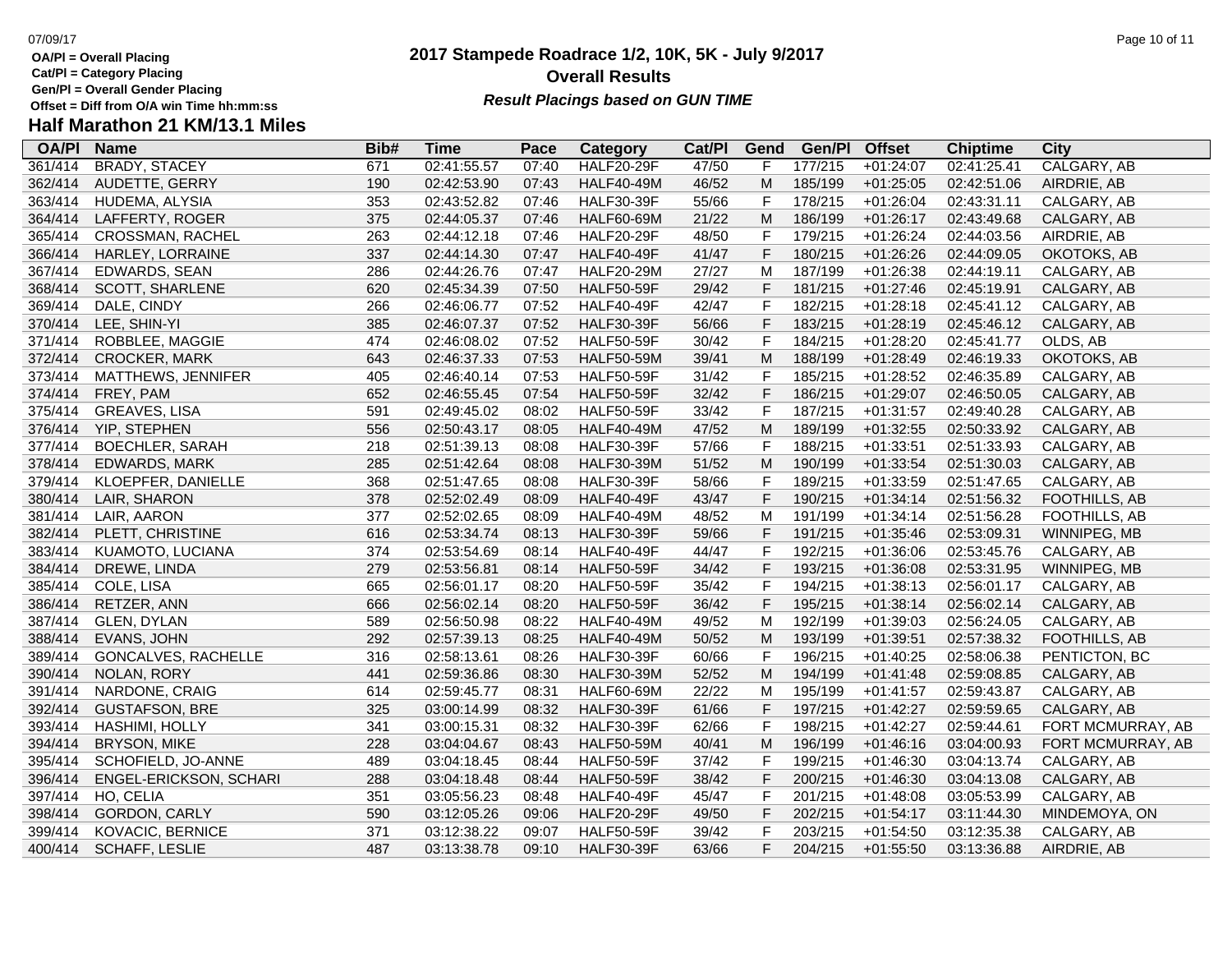OA/Pl = Overall Placing
Cat/Pl = Category Placing
Gen/Pl = Overall Gender Placing
Offset = Diff from O/A win Time hh:mm:ss

# 2017 Stampede Roadrace 1/2, 10K, 5K - July 9/2017

## Overall Results

***Result Placings based on GUN TIME***

## Half Marathon 21 KM/13.1 Miles

| OA/Pl | Name | Bib# | Time | Pace | Category | Cat/Pl | Gend | Gen/Pl | Offset | Chiptime | City |
|---|---|---|---|---|---|---|---|---|---|---|---|
| 361/414 | BRADY, STACEY | 671 | 02:41:55.57 | 07:40 | HALF20-29F | 47/50 | F | 177/215 | +01:24:07 | 02:41:25.41 | CALGARY, AB |
| 362/414 | AUDETTE, GERRY | 190 | 02:42:53.90 | 07:43 | HALF40-49M | 46/52 | M | 185/199 | +01:25:05 | 02:42:51.06 | AIRDRIE, AB |
| 363/414 | HUDEMA, ALYSIA | 353 | 02:43:52.82 | 07:46 | HALF30-39F | 55/66 | F | 178/215 | +01:26:04 | 02:43:31.11 | CALGARY, AB |
| 364/414 | LAFFERTY, ROGER | 375 | 02:44:05.37 | 07:46 | HALF60-69M | 21/22 | M | 186/199 | +01:26:17 | 02:43:49.68 | CALGARY, AB |
| 365/414 | CROSSMAN, RACHEL | 263 | 02:44:12.18 | 07:46 | HALF20-29F | 48/50 | F | 179/215 | +01:26:24 | 02:44:03.56 | AIRDRIE, AB |
| 366/414 | HARLEY, LORRAINE | 337 | 02:44:14.30 | 07:47 | HALF40-49F | 41/47 | F | 180/215 | +01:26:26 | 02:44:09.05 | OKOTOKS, AB |
| 367/414 | EDWARDS, SEAN | 286 | 02:44:26.76 | 07:47 | HALF20-29M | 27/27 | M | 187/199 | +01:26:38 | 02:44:19.11 | CALGARY, AB |
| 368/414 | SCOTT, SHARLENE | 620 | 02:45:34.39 | 07:50 | HALF50-59F | 29/42 | F | 181/215 | +01:27:46 | 02:45:19.91 | CALGARY, AB |
| 369/414 | DALE, CINDY | 266 | 02:46:06.77 | 07:52 | HALF40-49F | 42/47 | F | 182/215 | +01:28:18 | 02:45:41.12 | CALGARY, AB |
| 370/414 | LEE, SHIN-YI | 385 | 02:46:07.37 | 07:52 | HALF30-39F | 56/66 | F | 183/215 | +01:28:19 | 02:45:46.12 | CALGARY, AB |
| 371/414 | ROBBLEE, MAGGIE | 474 | 02:46:08.02 | 07:52 | HALF50-59F | 30/42 | F | 184/215 | +01:28:20 | 02:45:41.77 | OLDS, AB |
| 372/414 | CROCKER, MARK | 643 | 02:46:37.33 | 07:53 | HALF50-59M | 39/41 | M | 188/199 | +01:28:49 | 02:46:19.33 | OKOTOKS, AB |
| 373/414 | MATTHEWS, JENNIFER | 405 | 02:46:40.14 | 07:53 | HALF50-59F | 31/42 | F | 185/215 | +01:28:52 | 02:46:35.89 | CALGARY, AB |
| 374/414 | FREY, PAM | 652 | 02:46:55.45 | 07:54 | HALF50-59F | 32/42 | F | 186/215 | +01:29:07 | 02:46:50.05 | CALGARY, AB |
| 375/414 | GREAVES, LISA | 591 | 02:49:45.02 | 08:02 | HALF50-59F | 33/42 | F | 187/215 | +01:31:57 | 02:49:40.28 | CALGARY, AB |
| 376/414 | YIP, STEPHEN | 556 | 02:50:43.17 | 08:05 | HALF40-49M | 47/52 | M | 189/199 | +01:32:55 | 02:50:33.92 | CALGARY, AB |
| 377/414 | BOECHLER, SARAH | 218 | 02:51:39.13 | 08:08 | HALF30-39F | 57/66 | F | 188/215 | +01:33:51 | 02:51:33.93 | CALGARY, AB |
| 378/414 | EDWARDS, MARK | 285 | 02:51:42.64 | 08:08 | HALF30-39M | 51/52 | M | 190/199 | +01:33:54 | 02:51:30.03 | CALGARY, AB |
| 379/414 | KLOEPFER, DANIELLE | 368 | 02:51:47.65 | 08:08 | HALF30-39F | 58/66 | F | 189/215 | +01:33:59 | 02:51:47.65 | CALGARY, AB |
| 380/414 | LAIR, SHARON | 378 | 02:52:02.49 | 08:09 | HALF40-49F | 43/47 | F | 190/215 | +01:34:14 | 02:51:56.32 | FOOTHILLS, AB |
| 381/414 | LAIR, AARON | 377 | 02:52:02.65 | 08:09 | HALF40-49M | 48/52 | M | 191/199 | +01:34:14 | 02:51:56.28 | FOOTHILLS, AB |
| 382/414 | PLETT, CHRISTINE | 616 | 02:53:34.74 | 08:13 | HALF30-39F | 59/66 | F | 191/215 | +01:35:46 | 02:53:09.31 | WINNIPEG, MB |
| 383/414 | KUAMOTO, LUCIANA | 374 | 02:53:54.69 | 08:14 | HALF40-49F | 44/47 | F | 192/215 | +01:36:06 | 02:53:45.76 | CALGARY, AB |
| 384/414 | DREWE, LINDA | 279 | 02:53:56.81 | 08:14 | HALF50-59F | 34/42 | F | 193/215 | +01:36:08 | 02:53:31.95 | WINNIPEG, MB |
| 385/414 | COLE, LISA | 665 | 02:56:01.17 | 08:20 | HALF50-59F | 35/42 | F | 194/215 | +01:38:13 | 02:56:01.17 | CALGARY, AB |
| 386/414 | RETZER, ANN | 666 | 02:56:02.14 | 08:20 | HALF50-59F | 36/42 | F | 195/215 | +01:38:14 | 02:56:02.14 | CALGARY, AB |
| 387/414 | GLEN, DYLAN | 589 | 02:56:50.98 | 08:22 | HALF40-49M | 49/52 | M | 192/199 | +01:39:03 | 02:56:24.05 | CALGARY, AB |
| 388/414 | EVANS, JOHN | 292 | 02:57:39.13 | 08:25 | HALF40-49M | 50/52 | M | 193/199 | +01:39:51 | 02:57:38.32 | FOOTHILLS, AB |
| 389/414 | GONCALVES, RACHELLE | 316 | 02:58:13.61 | 08:26 | HALF30-39F | 60/66 | F | 196/215 | +01:40:25 | 02:58:06.38 | PENTICTON, BC |
| 390/414 | NOLAN, RORY | 441 | 02:59:36.86 | 08:30 | HALF30-39M | 52/52 | M | 194/199 | +01:41:48 | 02:59:08.85 | CALGARY, AB |
| 391/414 | NARDONE, CRAIG | 614 | 02:59:45.77 | 08:31 | HALF60-69M | 22/22 | M | 195/199 | +01:41:57 | 02:59:43.87 | CALGARY, AB |
| 392/414 | GUSTAFSON, BRE | 325 | 03:00:14.99 | 08:32 | HALF30-39F | 61/66 | F | 197/215 | +01:42:27 | 02:59:59.65 | CALGARY, AB |
| 393/414 | HASHIMI, HOLLY | 341 | 03:00:15.31 | 08:32 | HALF30-39F | 62/66 | F | 198/215 | +01:42:27 | 02:59:44.61 | FORT MCMURRAY, AB |
| 394/414 | BRYSON, MIKE | 228 | 03:04:04.67 | 08:43 | HALF50-59M | 40/41 | M | 196/199 | +01:46:16 | 03:04:00.93 | FORT MCMURRAY, AB |
| 395/414 | SCHOFIELD, JO-ANNE | 489 | 03:04:18.45 | 08:44 | HALF50-59F | 37/42 | F | 199/215 | +01:46:30 | 03:04:13.74 | CALGARY, AB |
| 396/414 | ENGEL-ERICKSON, SCHARI | 288 | 03:04:18.48 | 08:44 | HALF50-59F | 38/42 | F | 200/215 | +01:46:30 | 03:04:13.08 | CALGARY, AB |
| 397/414 | HO, CELIA | 351 | 03:05:56.23 | 08:48 | HALF40-49F | 45/47 | F | 201/215 | +01:48:08 | 03:05:53.99 | CALGARY, AB |
| 398/414 | GORDON, CARLY | 590 | 03:12:05.26 | 09:06 | HALF20-29F | 49/50 | F | 202/215 | +01:54:17 | 03:11:44.30 | MINDEMOYA, ON |
| 399/414 | KOVACIC, BERNICE | 371 | 03:12:38.22 | 09:07 | HALF50-59F | 39/42 | F | 203/215 | +01:54:50 | 03:12:35.38 | CALGARY, AB |
| 400/414 | SCHAFF, LESLIE | 487 | 03:13:38.78 | 09:10 | HALF30-39F | 63/66 | F | 204/215 | +01:55:50 | 03:13:36.88 | AIRDRIE, AB |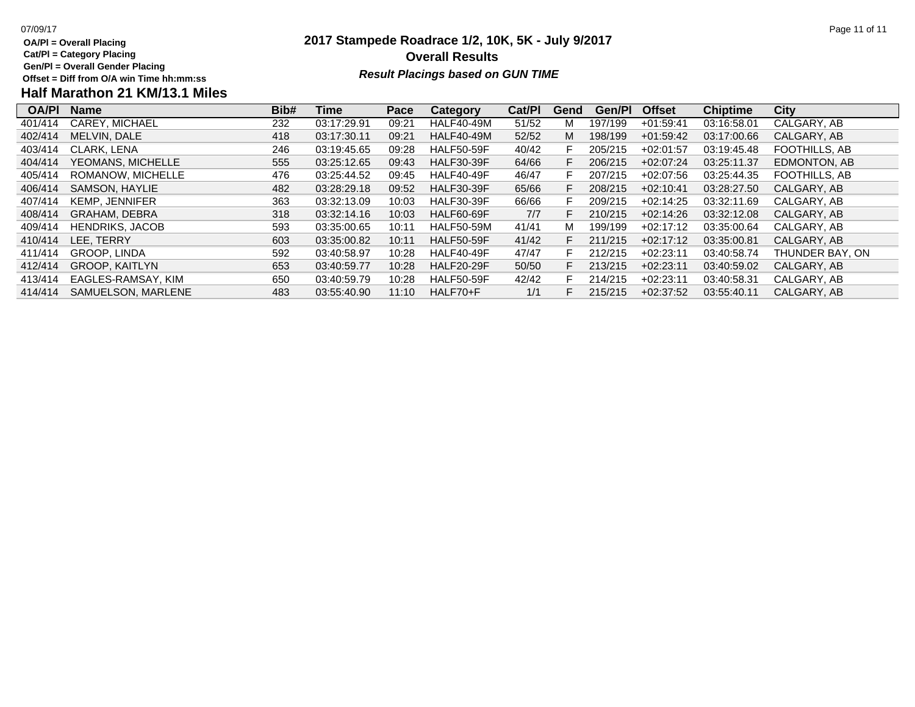OA/Pl = Overall Placing
Cat/Pl = Category Placing
Gen/Pl = Overall Gender Placing
Offset = Diff from O/A win Time hh:mm:ss

# 2017 Stampede Roadrace 1/2, 10K, 5K - July 9/2017

## Overall Results

***Result Placings based on GUN TIME***

### Half Marathon 21 KM/13.1 Miles

| OA/Pl | Name | Bib# | Time | Pace | Category | Cat/Pl | Gend | Gen/Pl | Offset | Chiptime | City |
|---|---|---|---|---|---|---|---|---|---|---|---|
| 401/414 | CAREY, MICHAEL | 232 | 03:17:29.91 | 09:21 | HALF40-49M | 51/52 | M | 197/199 | +01:59:41 | 03:16:58.01 | CALGARY, AB |
| 402/414 | MELVIN, DALE | 418 | 03:17:30.11 | 09:21 | HALF40-49M | 52/52 | M | 198/199 | +01:59:42 | 03:17:00.66 | CALGARY, AB |
| 403/414 | CLARK, LENA | 246 | 03:19:45.65 | 09:28 | HALF50-59F | 40/42 | F | 205/215 | +02:01:57 | 03:19:45.48 | FOOTHILLS, AB |
| 404/414 | YEOMANS, MICHELLE | 555 | 03:25:12.65 | 09:43 | HALF30-39F | 64/66 | F | 206/215 | +02:07:24 | 03:25:11.37 | EDMONTON, AB |
| 405/414 | ROMANOW, MICHELLE | 476 | 03:25:44.52 | 09:45 | HALF40-49F | 46/47 | F | 207/215 | +02:07:56 | 03:25:44.35 | FOOTHILLS, AB |
| 406/414 | SAMSON, HAYLIE | 482 | 03:28:29.18 | 09:52 | HALF30-39F | 65/66 | F | 208/215 | +02:10:41 | 03:28:27.50 | CALGARY, AB |
| 407/414 | KEMP, JENNIFER | 363 | 03:32:13.09 | 10:03 | HALF30-39F | 66/66 | F | 209/215 | +02:14:25 | 03:32:11.69 | CALGARY, AB |
| 408/414 | GRAHAM, DEBRA | 318 | 03:32:14.16 | 10:03 | HALF60-69F | 7/7 | F | 210/215 | +02:14:26 | 03:32:12.08 | CALGARY, AB |
| 409/414 | HENDRIKS, JACOB | 593 | 03:35:00.65 | 10:11 | HALF50-59M | 41/41 | M | 199/199 | +02:17:12 | 03:35:00.64 | CALGARY, AB |
| 410/414 | LEE, TERRY | 603 | 03:35:00.82 | 10:11 | HALF50-59F | 41/42 | F | 211/215 | +02:17:12 | 03:35:00.81 | CALGARY, AB |
| 411/414 | GROOP, LINDA | 592 | 03:40:58.97 | 10:28 | HALF40-49F | 47/47 | F | 212/215 | +02:23:11 | 03:40:58.74 | THUNDER BAY, ON |
| 412/414 | GROOP, KAITLYN | 653 | 03:40:59.77 | 10:28 | HALF20-29F | 50/50 | F | 213/215 | +02:23:11 | 03:40:59.02 | CALGARY, AB |
| 413/414 | EAGLES-RAMSAY, KIM | 650 | 03:40:59.79 | 10:28 | HALF50-59F | 42/42 | F | 214/215 | +02:23:11 | 03:40:58.31 | CALGARY, AB |
| 414/414 | SAMUELSON, MARLENE | 483 | 03:55:40.90 | 11:10 | HALF70+F | 1/1 | F | 215/215 | +02:37:52 | 03:55:40.11 | CALGARY, AB |